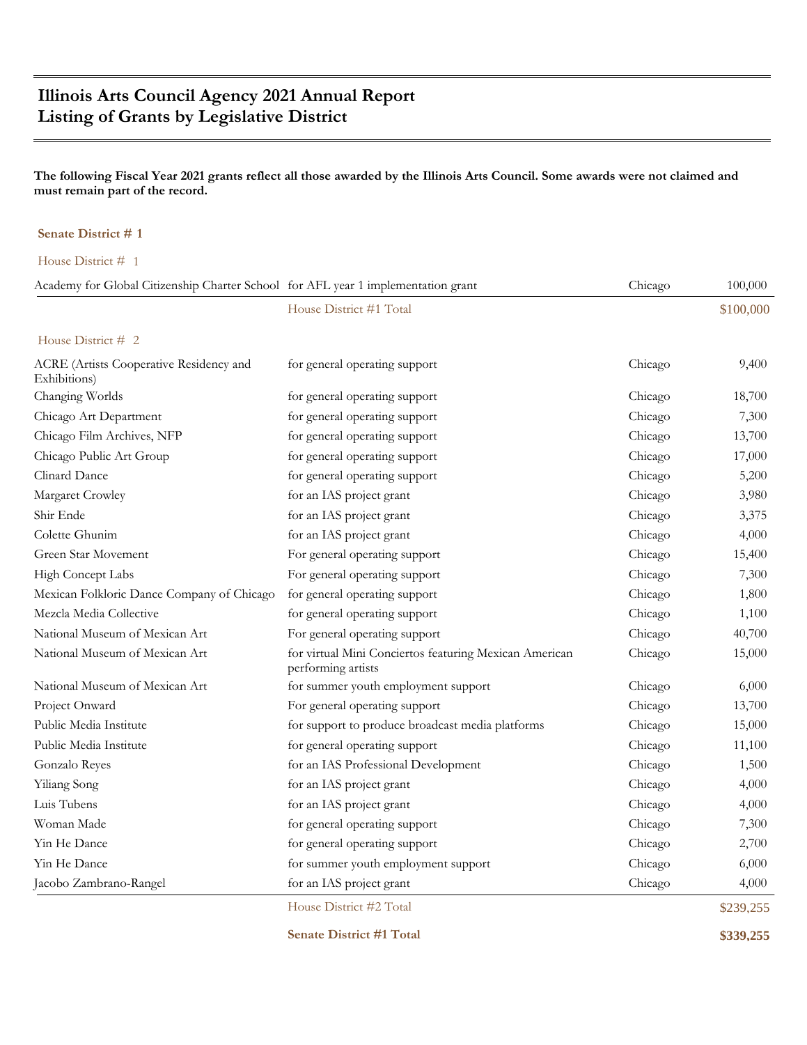# Illinois Arts Council Agency 2021 Annual Report
# Listing of Grants by Legislative District

**The following Fiscal Year 2021 grants reflect all those awarded by the Illinois Arts Council. Some awards were not claimed and must remain part of the record.**

## Senate District # 1

### House District # 1

| Grantee | Purpose | City | Amount |
|---|---|---|---|
| Academy for Global Citizenship Charter School | for AFL year 1 implementation grant | Chicago | 100,000 |
| | House District #1 Total | | $100,000 |

### House District # 2

| Grantee | Purpose | City | Amount |
|---|---|---|---|
| ACRE (Artists Cooperative Residency and Exhibitions) | for general operating support | Chicago | 9,400 |
| Changing Worlds | for general operating support | Chicago | 18,700 |
| Chicago Art Department | for general operating support | Chicago | 7,300 |
| Chicago Film Archives, NFP | for general operating support | Chicago | 13,700 |
| Chicago Public Art Group | for general operating support | Chicago | 17,000 |
| Clinard Dance | for general operating support | Chicago | 5,200 |
| Margaret Crowley | for an IAS project grant | Chicago | 3,980 |
| Shir Ende | for an IAS project grant | Chicago | 3,375 |
| Colette Ghunim | for an IAS project grant | Chicago | 4,000 |
| Green Star Movement | For general operating support | Chicago | 15,400 |
| High Concept Labs | For general operating support | Chicago | 7,300 |
| Mexican Folkloric Dance Company of Chicago | for general operating support | Chicago | 1,800 |
| Mezcla Media Collective | for general operating support | Chicago | 1,100 |
| National Museum of Mexican Art | For general operating support | Chicago | 40,700 |
| National Museum of Mexican Art | for virtual Mini Conciertos featuring Mexican American performing artists | Chicago | 15,000 |
| National Museum of Mexican Art | for summer youth employment support | Chicago | 6,000 |
| Project Onward | For general operating support | Chicago | 13,700 |
| Public Media Institute | for support to produce broadcast media platforms | Chicago | 15,000 |
| Public Media Institute | for general operating support | Chicago | 11,100 |
| Gonzalo Reyes | for an IAS Professional Development | Chicago | 1,500 |
| Yiliang Song | for an IAS project grant | Chicago | 4,000 |
| Luis Tubens | for an IAS project grant | Chicago | 4,000 |
| Woman Made | for general operating support | Chicago | 7,300 |
| Yin He Dance | for general operating support | Chicago | 2,700 |
| Yin He Dance | for summer youth employment support | Chicago | 6,000 |
| Jacobo Zambrano-Rangel | for an IAS project grant | Chicago | 4,000 |
| | House District #2 Total | | $239,255 |
| | **Senate District #1 Total** | | **$339,255** |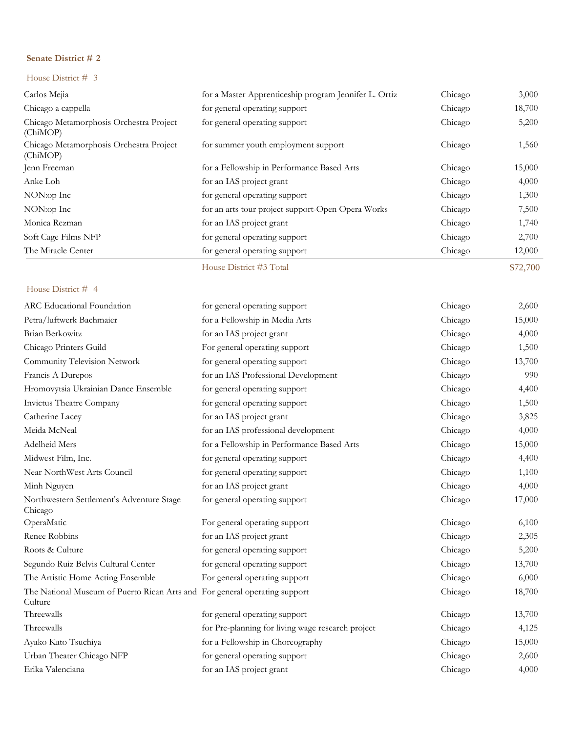**Senate District # 2**

House District # 3

| | | | |
|---|---|---|---|
| Carlos Mejia | for a Master Apprenticeship program Jennifer L. Ortiz | Chicago | 3,000 |
| Chicago a cappella | for general operating support | Chicago | 18,700 |
| Chicago Metamorphosis Orchestra Project (ChiMOP) | for general operating support | Chicago | 5,200 |
| Chicago Metamorphosis Orchestra Project (ChiMOP) | for summer youth employment support | Chicago | 1,560 |
| Jenn Freeman | for a Fellowship in Performance Based Arts | Chicago | 15,000 |
| Anke Loh | for an IAS project grant | Chicago | 4,000 |
| NON:op Inc | for general operating support | Chicago | 1,300 |
| NON:op Inc | for an arts tour project support-Open Opera Works | Chicago | 7,500 |
| Monica Rezman | for an IAS project grant | Chicago | 1,740 |
| Soft Cage Films NFP | for general operating support | Chicago | 2,700 |
| The Miracle Center | for general operating support | Chicago | 12,000 |
| | House District #3 Total | | $72,700 |

House District # 4

| | | | |
|---|---|---|---|
| ARC Educational Foundation | for general operating support | Chicago | 2,600 |
| Petra/luftwerk Bachmaier | for a Fellowship in Media Arts | Chicago | 15,000 |
| Brian Berkowitz | for an IAS project grant | Chicago | 4,000 |
| Chicago Printers Guild | For general operating support | Chicago | 1,500 |
| Community Television Network | for general operating support | Chicago | 13,700 |
| Francis A Durepos | for an IAS Professional Development | Chicago | 990 |
| Hromovytsia Ukrainian Dance Ensemble | for general operating support | Chicago | 4,400 |
| Invictus Theatre Company | for general operating support | Chicago | 1,500 |
| Catherine Lacey | for an IAS project grant | Chicago | 3,825 |
| Meida McNeal | for an IAS professional development | Chicago | 4,000 |
| Adelheid Mers | for a Fellowship in Performance Based Arts | Chicago | 15,000 |
| Midwest Film, Inc. | for general operating support | Chicago | 4,400 |
| Near NorthWest Arts Council | for general operating support | Chicago | 1,100 |
| Minh Nguyen | for an IAS project grant | Chicago | 4,000 |
| Northwestern Settlement's Adventure Stage Chicago | for general operating support | Chicago | 17,000 |
| OperaMatic | For general operating support | Chicago | 6,100 |
| Renee Robbins | for an IAS project grant | Chicago | 2,305 |
| Roots & Culture | for general operating support | Chicago | 5,200 |
| Segundo Ruiz Belvis Cultural Center | for general operating support | Chicago | 13,700 |
| The Artistic Home Acting Ensemble | For general operating support | Chicago | 6,000 |
| The National Museum of Puerto Rican Arts and Culture | For general operating support | Chicago | 18,700 |
| Threewalls | for general operating support | Chicago | 13,700 |
| Threewalls | for Pre-planning for living wage research project | Chicago | 4,125 |
| Ayako Kato Tsuchiya | for a Fellowship in Choreography | Chicago | 15,000 |
| Urban Theater Chicago NFP | for general operating support | Chicago | 2,600 |
| Erika Valenciana | for an IAS project grant | Chicago | 4,000 |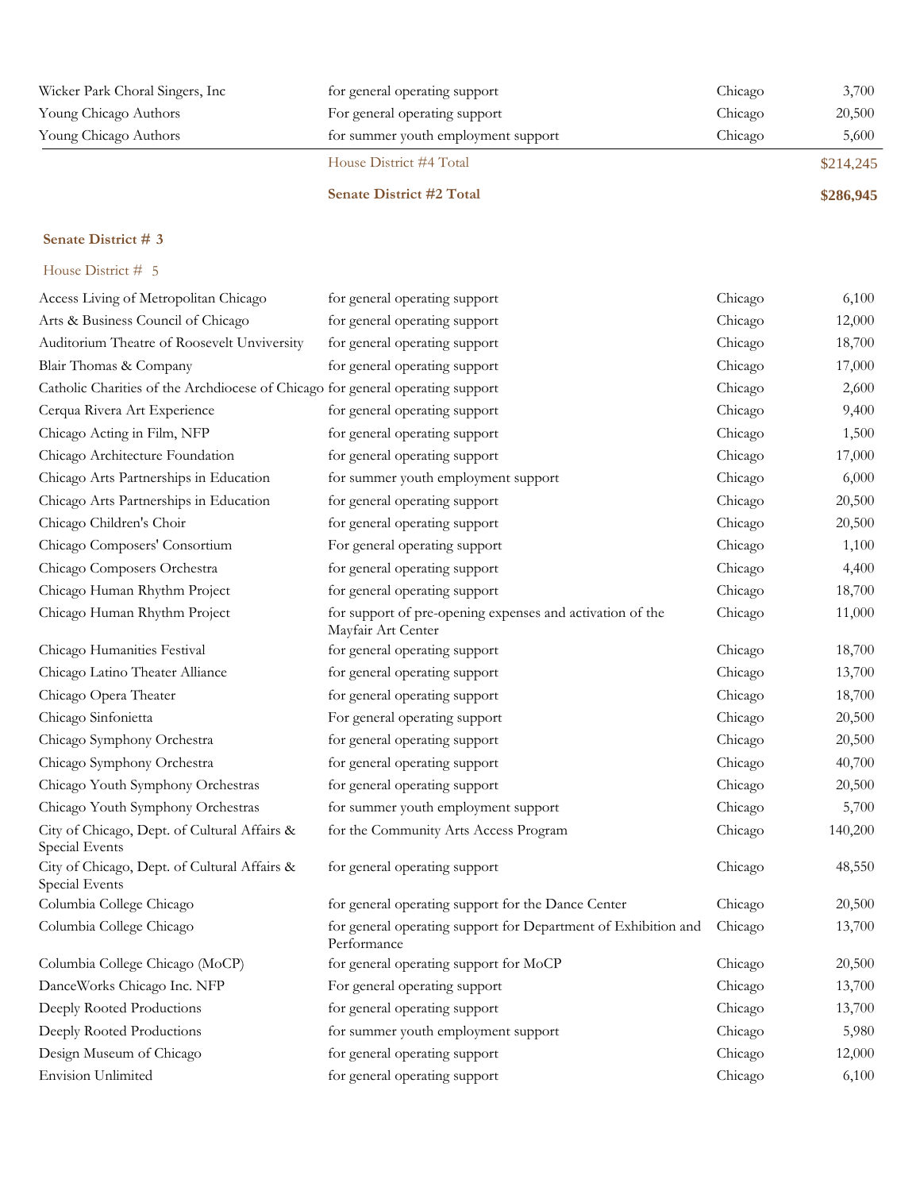| | | | |
|---|---|---|---|
| Wicker Park Choral Singers, Inc | for general operating support | Chicago | 3,700 |
| Young Chicago Authors | For general operating support | Chicago | 20,500 |
| Young Chicago Authors | for summer youth employment support | Chicago | 5,600 |
| | House District #4 Total | | $214,245 |
| | **Senate District #2 Total** | | **$286,945** |

**Senate District # 3**

House District # 5

| | | | |
|---|---|---|---|
| Access Living of Metropolitan Chicago | for general operating support | Chicago | 6,100 |
| Arts & Business Council of Chicago | for general operating support | Chicago | 12,000 |
| Auditorium Theatre of Roosevelt Unviversity | for general operating support | Chicago | 18,700 |
| Blair Thomas & Company | for general operating support | Chicago | 17,000 |
| Catholic Charities of the Archdiocese of Chicago | for general operating support | Chicago | 2,600 |
| Cerqua Rivera Art Experience | for general operating support | Chicago | 9,400 |
| Chicago Acting in Film, NFP | for general operating support | Chicago | 1,500 |
| Chicago Architecture Foundation | for general operating support | Chicago | 17,000 |
| Chicago Arts Partnerships in Education | for summer youth employment support | Chicago | 6,000 |
| Chicago Arts Partnerships in Education | for general operating support | Chicago | 20,500 |
| Chicago Children's Choir | for general operating support | Chicago | 20,500 |
| Chicago Composers' Consortium | For general operating support | Chicago | 1,100 |
| Chicago Composers Orchestra | for general operating support | Chicago | 4,400 |
| Chicago Human Rhythm Project | for general operating support | Chicago | 18,700 |
| Chicago Human Rhythm Project | for support of pre-opening expenses and activation of the Mayfair Art Center | Chicago | 11,000 |
| Chicago Humanities Festival | for general operating support | Chicago | 18,700 |
| Chicago Latino Theater Alliance | for general operating support | Chicago | 13,700 |
| Chicago Opera Theater | for general operating support | Chicago | 18,700 |
| Chicago Sinfonietta | For general operating support | Chicago | 20,500 |
| Chicago Symphony Orchestra | for general operating support | Chicago | 20,500 |
| Chicago Symphony Orchestra | for general operating support | Chicago | 40,700 |
| Chicago Youth Symphony Orchestras | for general operating support | Chicago | 20,500 |
| Chicago Youth Symphony Orchestras | for summer youth employment support | Chicago | 5,700 |
| City of Chicago, Dept. of Cultural Affairs & Special Events | for the Community Arts Access Program | Chicago | 140,200 |
| City of Chicago, Dept. of Cultural Affairs & Special Events | for general operating support | Chicago | 48,550 |
| Columbia College Chicago | for general operating support for the Dance Center | Chicago | 20,500 |
| Columbia College Chicago | for general operating support for Department of Exhibition and Performance | Chicago | 13,700 |
| Columbia College Chicago (MoCP) | for general operating support for MoCP | Chicago | 20,500 |
| DanceWorks Chicago Inc. NFP | For general operating support | Chicago | 13,700 |
| Deeply Rooted Productions | for general operating support | Chicago | 13,700 |
| Deeply Rooted Productions | for summer youth employment support | Chicago | 5,980 |
| Design Museum of Chicago | for general operating support | Chicago | 12,000 |
| Envision Unlimited | for general operating support | Chicago | 6,100 |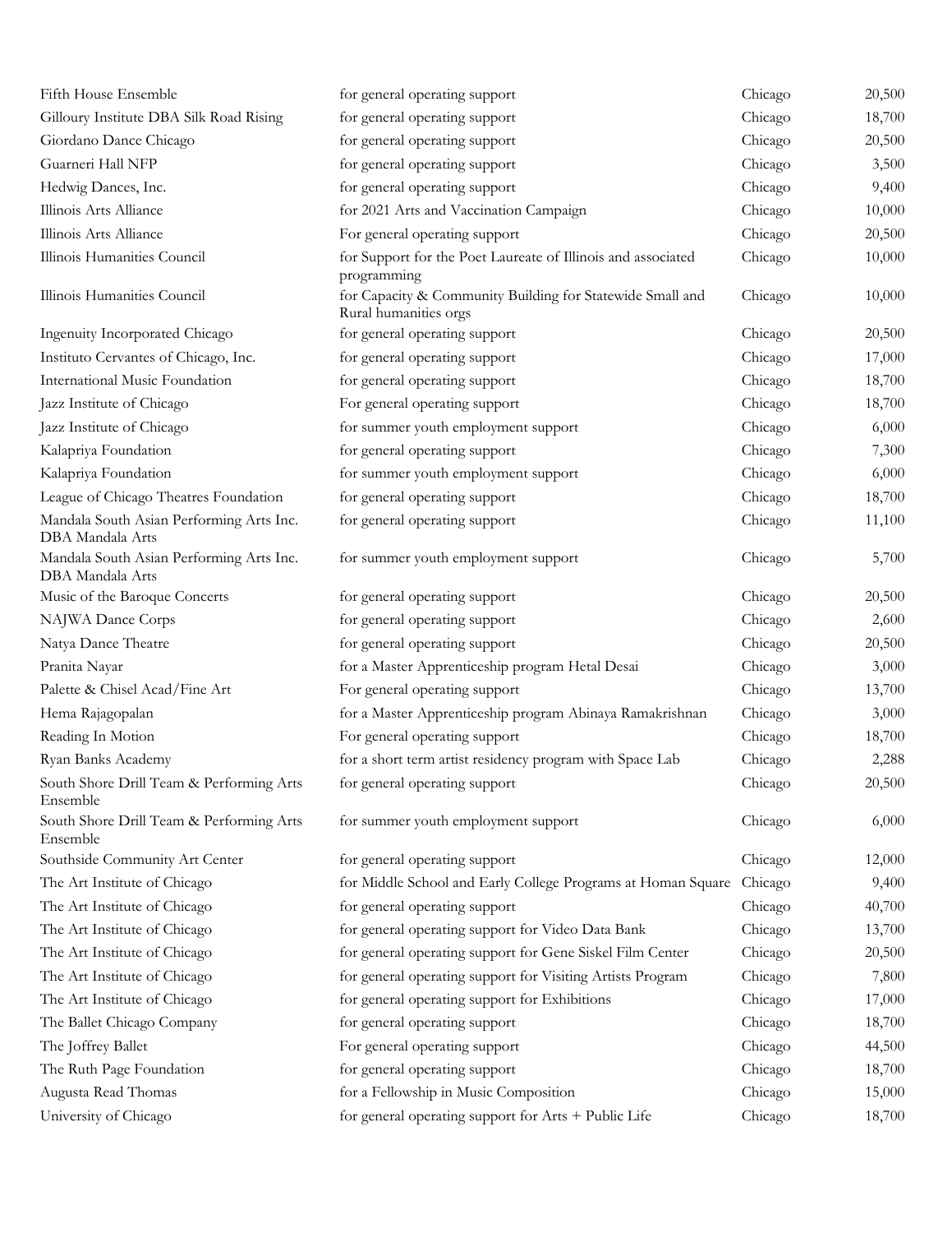| | | | |
|---|---|---|---|
| Fifth House Ensemble | for general operating support | Chicago | 20,500 |
| Gilloury Institute DBA Silk Road Rising | for general operating support | Chicago | 18,700 |
| Giordano Dance Chicago | for general operating support | Chicago | 20,500 |
| Guarneri Hall NFP | for general operating support | Chicago | 3,500 |
| Hedwig Dances, Inc. | for general operating support | Chicago | 9,400 |
| Illinois Arts Alliance | for 2021 Arts and Vaccination Campaign | Chicago | 10,000 |
| Illinois Arts Alliance | For general operating support | Chicago | 20,500 |
| Illinois Humanities Council | for Support for the Poet Laureate of Illinois and associated programming | Chicago | 10,000 |
| Illinois Humanities Council | for Capacity & Community Building for Statewide Small and Rural humanities orgs | Chicago | 10,000 |
| Ingenuity Incorporated Chicago | for general operating support | Chicago | 20,500 |
| Instituto Cervantes of Chicago, Inc. | for general operating support | Chicago | 17,000 |
| International Music Foundation | for general operating support | Chicago | 18,700 |
| Jazz Institute of Chicago | For general operating support | Chicago | 18,700 |
| Jazz Institute of Chicago | for summer youth employment support | Chicago | 6,000 |
| Kalapriya Foundation | for general operating support | Chicago | 7,300 |
| Kalapriya Foundation | for summer youth employment support | Chicago | 6,000 |
| League of Chicago Theatres Foundation | for general operating support | Chicago | 18,700 |
| Mandala South Asian Performing Arts Inc. DBA Mandala Arts | for general operating support | Chicago | 11,100 |
| Mandala South Asian Performing Arts Inc. DBA Mandala Arts | for summer youth employment support | Chicago | 5,700 |
| Music of the Baroque Concerts | for general operating support | Chicago | 20,500 |
| NAJWA Dance Corps | for general operating support | Chicago | 2,600 |
| Natya Dance Theatre | for general operating support | Chicago | 20,500 |
| Pranita Nayar | for a Master Apprenticeship program Hetal Desai | Chicago | 3,000 |
| Palette & Chisel Acad/Fine Art | For general operating support | Chicago | 13,700 |
| Hema Rajagopalan | for a Master Apprenticeship program Abinaya Ramakrishnan | Chicago | 3,000 |
| Reading In Motion | For general operating support | Chicago | 18,700 |
| Ryan Banks Academy | for a short term artist residency program with Space Lab | Chicago | 2,288 |
| South Shore Drill Team & Performing Arts Ensemble | for general operating support | Chicago | 20,500 |
| South Shore Drill Team & Performing Arts Ensemble | for summer youth employment support | Chicago | 6,000 |
| Southside Community Art Center | for general operating support | Chicago | 12,000 |
| The Art Institute of Chicago | for Middle School and Early College Programs at Homan Square | Chicago | 9,400 |
| The Art Institute of Chicago | for general operating support | Chicago | 40,700 |
| The Art Institute of Chicago | for general operating support for Video Data Bank | Chicago | 13,700 |
| The Art Institute of Chicago | for general operating support for Gene Siskel Film Center | Chicago | 20,500 |
| The Art Institute of Chicago | for general operating support for Visiting Artists Program | Chicago | 7,800 |
| The Art Institute of Chicago | for general operating support for Exhibitions | Chicago | 17,000 |
| The Ballet Chicago Company | for general operating support | Chicago | 18,700 |
| The Joffrey Ballet | For general operating support | Chicago | 44,500 |
| The Ruth Page Foundation | for general operating support | Chicago | 18,700 |
| Augusta Read Thomas | for a Fellowship in Music Composition | Chicago | 15,000 |
| University of Chicago | for general operating support for Arts + Public Life | Chicago | 18,700 |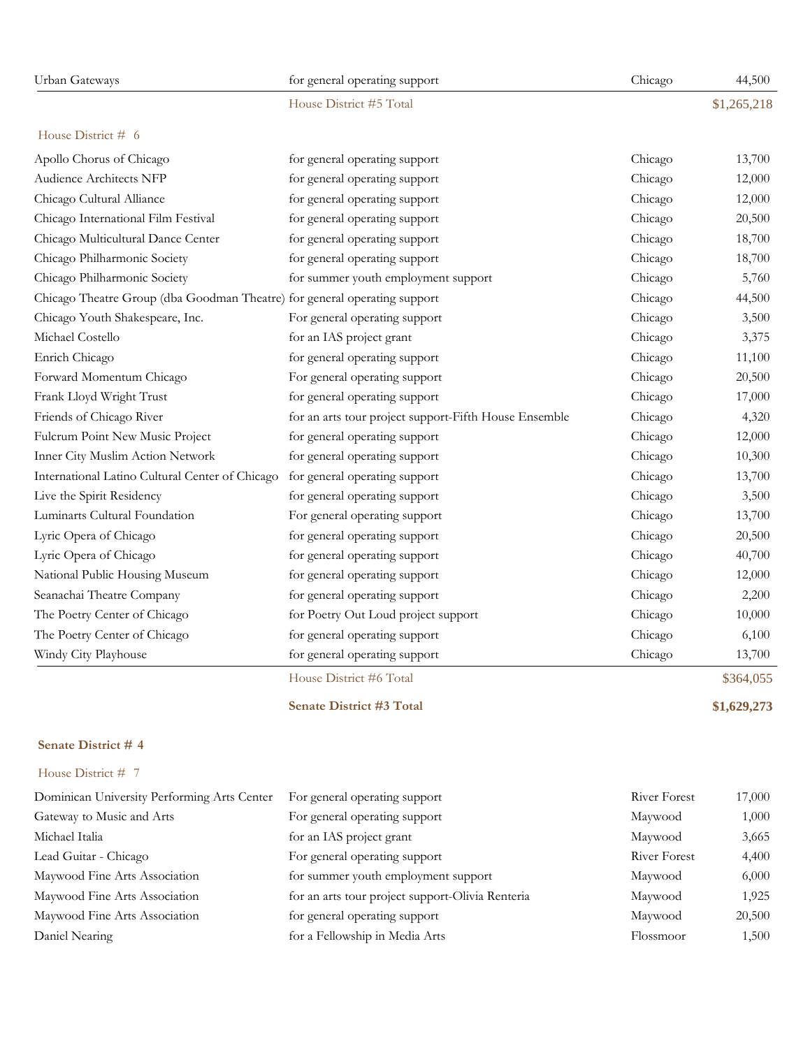| | | | |
|---|---|---|---|
| Urban Gateways | for general operating support | Chicago | 44,500 |
| | House District #5 Total | | $1,265,218 |

House District # 6

| | | | |
|---|---|---|---|
| Apollo Chorus of Chicago | for general operating support | Chicago | 13,700 |
| Audience Architects NFP | for general operating support | Chicago | 12,000 |
| Chicago Cultural Alliance | for general operating support | Chicago | 12,000 |
| Chicago International Film Festival | for general operating support | Chicago | 20,500 |
| Chicago Multicultural Dance Center | for general operating support | Chicago | 18,700 |
| Chicago Philharmonic Society | for general operating support | Chicago | 18,700 |
| Chicago Philharmonic Society | for summer youth employment support | Chicago | 5,760 |
| Chicago Theatre Group (dba Goodman Theatre) | for general operating support | Chicago | 44,500 |
| Chicago Youth Shakespeare, Inc. | For general operating support | Chicago | 3,500 |
| Michael Costello | for an IAS project grant | Chicago | 3,375 |
| Enrich Chicago | for general operating support | Chicago | 11,100 |
| Forward Momentum Chicago | For general operating support | Chicago | 20,500 |
| Frank Lloyd Wright Trust | for general operating support | Chicago | 17,000 |
| Friends of Chicago River | for an arts tour project support-Fifth House Ensemble | Chicago | 4,320 |
| Fulcrum Point New Music Project | for general operating support | Chicago | 12,000 |
| Inner City Muslim Action Network | for general operating support | Chicago | 10,300 |
| International Latino Cultural Center of Chicago | for general operating support | Chicago | 13,700 |
| Live the Spirit Residency | for general operating support | Chicago | 3,500 |
| Luminarts Cultural Foundation | For general operating support | Chicago | 13,700 |
| Lyric Opera of Chicago | for general operating support | Chicago | 20,500 |
| Lyric Opera of Chicago | for general operating support | Chicago | 40,700 |
| National Public Housing Museum | for general operating support | Chicago | 12,000 |
| Seanachai Theatre Company | for general operating support | Chicago | 2,200 |
| The Poetry Center of Chicago | for Poetry Out Loud project support | Chicago | 10,000 |
| The Poetry Center of Chicago | for general operating support | Chicago | 6,100 |
| Windy City Playhouse | for general operating support | Chicago | 13,700 |
| | House District #6 Total | | $364,055 |
| | **Senate District #3 Total** | | **$1,629,273** |

**Senate District # 4**

House District # 7

| | | | |
|---|---|---|---|
| Dominican University Performing Arts Center | For general operating support | River Forest | 17,000 |
| Gateway to Music and Arts | For general operating support | Maywood | 1,000 |
| Michael Italia | for an IAS project grant | Maywood | 3,665 |
| Lead Guitar - Chicago | For general operating support | River Forest | 4,400 |
| Maywood Fine Arts Association | for summer youth employment support | Maywood | 6,000 |
| Maywood Fine Arts Association | for an arts tour project support-Olivia Renteria | Maywood | 1,925 |
| Maywood Fine Arts Association | for general operating support | Maywood | 20,500 |
| Daniel Nearing | for a Fellowship in Media Arts | Flossmoor | 1,500 |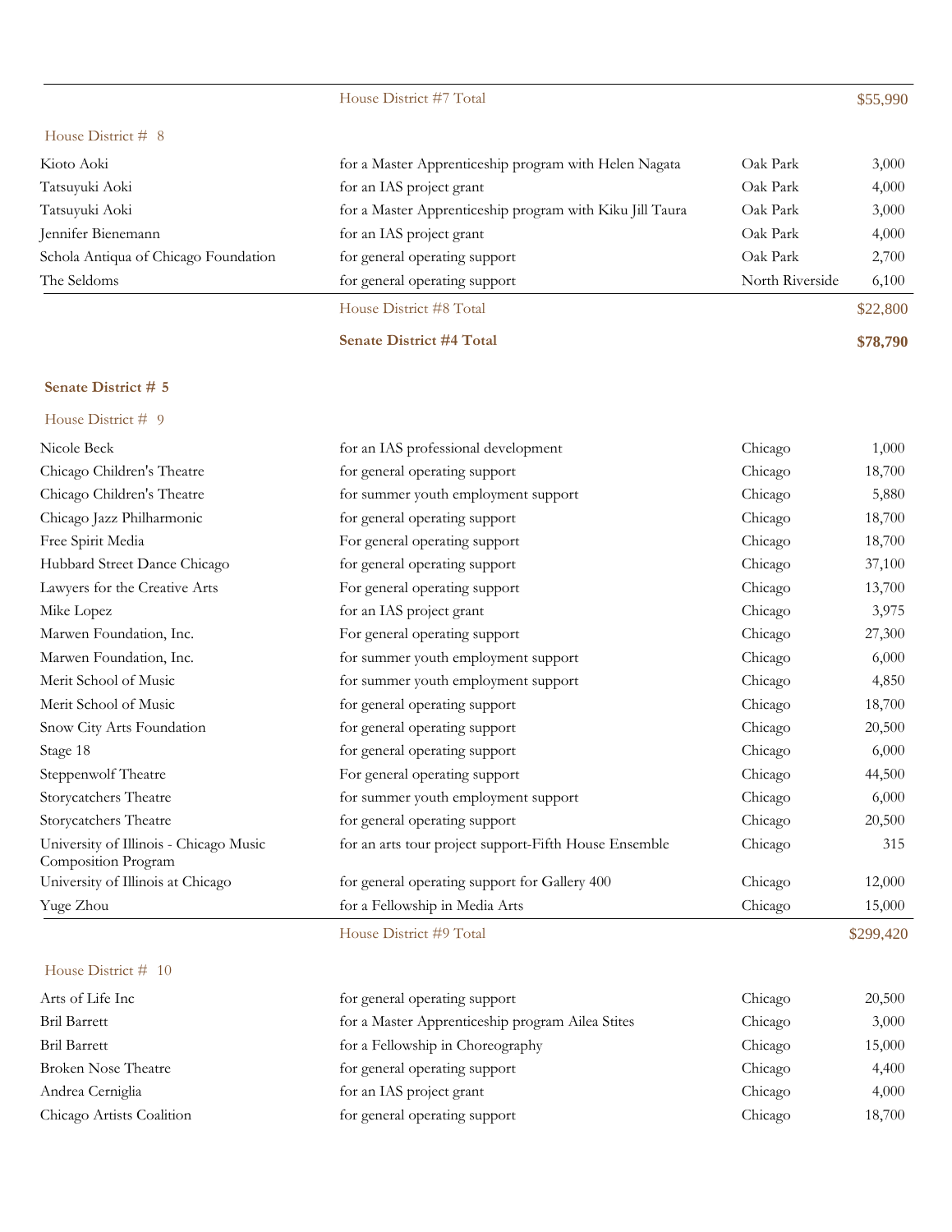| | House District #7 Total | | $55,990 |
|---|---|---|---|

House District # 8

| | | | |
|---|---|---|---|
| Kioto Aoki | for a Master Apprenticeship program with Helen Nagata | Oak Park | 3,000 |
| Tatsuyuki Aoki | for an IAS project grant | Oak Park | 4,000 |
| Tatsuyuki Aoki | for a Master Apprenticeship program with Kiku Jill Taura | Oak Park | 3,000 |
| Jennifer Bienemann | for an IAS project grant | Oak Park | 4,000 |
| Schola Antiqua of Chicago Foundation | for general operating support | Oak Park | 2,700 |
| The Seldoms | for general operating support | North Riverside | 6,100 |
| | House District #8 Total | | $22,800 |
| | **Senate District #4 Total** | | **$78,790** |

**Senate District # 5**

House District # 9

| | | | |
|---|---|---|---|
| Nicole Beck | for an IAS professional development | Chicago | 1,000 |
| Chicago Children's Theatre | for general operating support | Chicago | 18,700 |
| Chicago Children's Theatre | for summer youth employment support | Chicago | 5,880 |
| Chicago Jazz Philharmonic | for general operating support | Chicago | 18,700 |
| Free Spirit Media | For general operating support | Chicago | 18,700 |
| Hubbard Street Dance Chicago | for general operating support | Chicago | 37,100 |
| Lawyers for the Creative Arts | For general operating support | Chicago | 13,700 |
| Mike Lopez | for an IAS project grant | Chicago | 3,975 |
| Marwen Foundation, Inc. | For general operating support | Chicago | 27,300 |
| Marwen Foundation, Inc. | for summer youth employment support | Chicago | 6,000 |
| Merit School of Music | for summer youth employment support | Chicago | 4,850 |
| Merit School of Music | for general operating support | Chicago | 18,700 |
| Snow City Arts Foundation | for general operating support | Chicago | 20,500 |
| Stage 18 | for general operating support | Chicago | 6,000 |
| Steppenwolf Theatre | For general operating support | Chicago | 44,500 |
| Storycatchers Theatre | for summer youth employment support | Chicago | 6,000 |
| Storycatchers Theatre | for general operating support | Chicago | 20,500 |
| University of Illinois - Chicago Music Composition Program | for an arts tour project support-Fifth House Ensemble | Chicago | 315 |
| University of Illinois at Chicago | for general operating support for Gallery 400 | Chicago | 12,000 |
| Yuge Zhou | for a Fellowship in Media Arts | Chicago | 15,000 |
| | House District #9 Total | | $299,420 |

House District # 10

| | | | |
|---|---|---|---|
| Arts of Life Inc | for general operating support | Chicago | 20,500 |
| Bril Barrett | for a Master Apprenticeship program Ailea Stites | Chicago | 3,000 |
| Bril Barrett | for a Fellowship in Choreography | Chicago | 15,000 |
| Broken Nose Theatre | for general operating support | Chicago | 4,400 |
| Andrea Cerniglia | for an IAS project grant | Chicago | 4,000 |
| Chicago Artists Coalition | for general operating support | Chicago | 18,700 |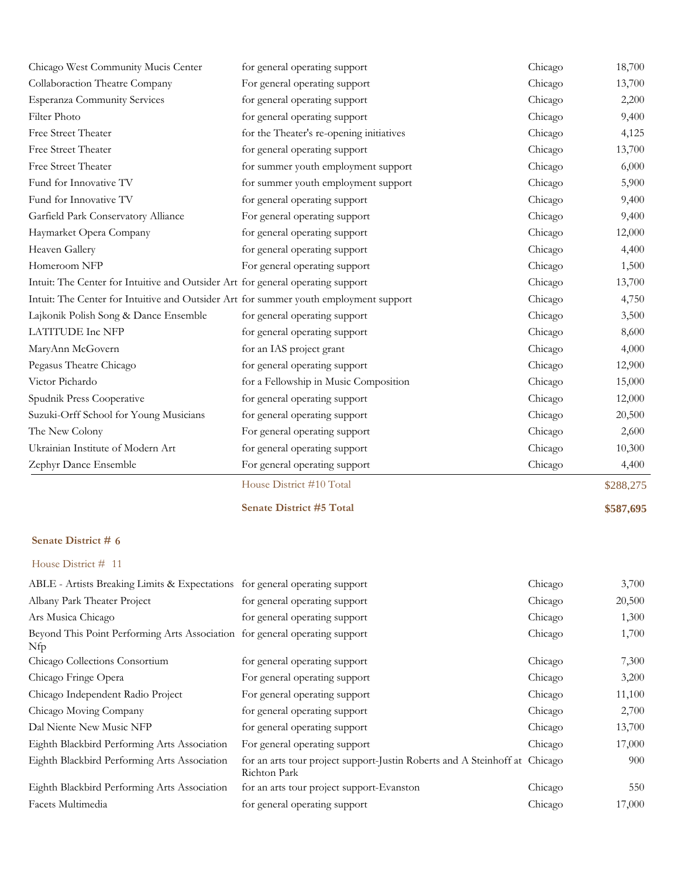| | | | |
|---|---|---|---|
| Chicago West Community Mucis Center | for general operating support | Chicago | 18,700 |
| Collaboraction Theatre Company | For general operating support | Chicago | 13,700 |
| Esperanza Community Services | for general operating support | Chicago | 2,200 |
| Filter Photo | for general operating support | Chicago | 9,400 |
| Free Street Theater | for the Theater's re-opening initiatives | Chicago | 4,125 |
| Free Street Theater | for general operating support | Chicago | 13,700 |
| Free Street Theater | for summer youth employment support | Chicago | 6,000 |
| Fund for Innovative TV | for summer youth employment support | Chicago | 5,900 |
| Fund for Innovative TV | for general operating support | Chicago | 9,400 |
| Garfield Park Conservatory Alliance | For general operating support | Chicago | 9,400 |
| Haymarket Opera Company | for general operating support | Chicago | 12,000 |
| Heaven Gallery | for general operating support | Chicago | 4,400 |
| Homeroom NFP | For general operating support | Chicago | 1,500 |
| Intuit: The Center for Intuitive and Outsider Art | for general operating support | Chicago | 13,700 |
| Intuit: The Center for Intuitive and Outsider Art | for summer youth employment support | Chicago | 4,750 |
| Lajkonik Polish Song & Dance Ensemble | for general operating support | Chicago | 3,500 |
| LATITUDE Inc NFP | for general operating support | Chicago | 8,600 |
| MaryAnn McGovern | for an IAS project grant | Chicago | 4,000 |
| Pegasus Theatre Chicago | for general operating support | Chicago | 12,900 |
| Victor Pichardo | for a Fellowship in Music Composition | Chicago | 15,000 |
| Spudnik Press Cooperative | for general operating support | Chicago | 12,000 |
| Suzuki-Orff School for Young Musicians | for general operating support | Chicago | 20,500 |
| The New Colony | For general operating support | Chicago | 2,600 |
| Ukrainian Institute of Modern Art | for general operating support | Chicago | 10,300 |
| Zephyr Dance Ensemble | For general operating support | Chicago | 4,400 |
| | House District #10 Total | | $288,275 |
| | **Senate District #5 Total** | | **$587,695** |

**Senate District # 6**

House District # 11

| | | | |
|---|---|---|---|
| ABLE - Artists Breaking Limits & Expectations | for general operating support | Chicago | 3,700 |
| Albany Park Theater Project | for general operating support | Chicago | 20,500 |
| Ars Musica Chicago | for general operating support | Chicago | 1,300 |
| Beyond This Point Performing Arts Association Nfp | for general operating support | Chicago | 1,700 |
| Chicago Collections Consortium | for general operating support | Chicago | 7,300 |
| Chicago Fringe Opera | For general operating support | Chicago | 3,200 |
| Chicago Independent Radio Project | For general operating support | Chicago | 11,100 |
| Chicago Moving Company | for general operating support | Chicago | 2,700 |
| Dal Niente New Music NFP | for general operating support | Chicago | 13,700 |
| Eighth Blackbird Performing Arts Association | For general operating support | Chicago | 17,000 |
| Eighth Blackbird Performing Arts Association | for an arts tour project support-Justin Roberts and A Steinhoff at Richton Park | Chicago | 900 |
| Eighth Blackbird Performing Arts Association | for an arts tour project support-Evanston | Chicago | 550 |
| Facets Multimedia | for general operating support | Chicago | 17,000 |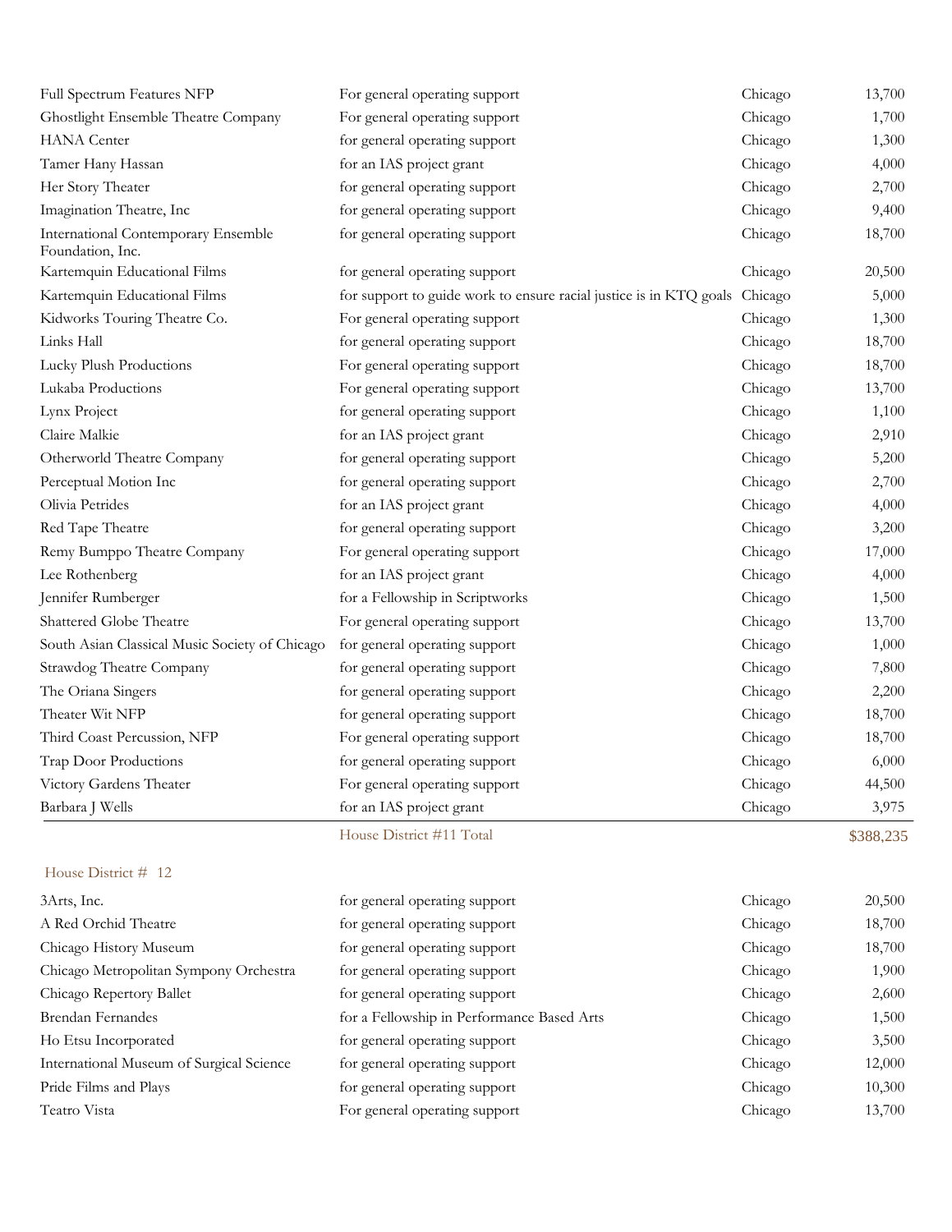| | | | |
|---|---|---|---|
| Full Spectrum Features NFP | For general operating support | Chicago | 13,700 |
| Ghostlight Ensemble Theatre Company | For general operating support | Chicago | 1,700 |
| HANA Center | for general operating support | Chicago | 1,300 |
| Tamer Hany Hassan | for an IAS project grant | Chicago | 4,000 |
| Her Story Theater | for general operating support | Chicago | 2,700 |
| Imagination Theatre, Inc | for general operating support | Chicago | 9,400 |
| International Contemporary Ensemble Foundation, Inc. | for general operating support | Chicago | 18,700 |
| Kartemquin Educational Films | for general operating support | Chicago | 20,500 |
| Kartemquin Educational Films | for support to guide work to ensure racial justice is in KTQ goals | Chicago | 5,000 |
| Kidworks Touring Theatre Co. | For general operating support | Chicago | 1,300 |
| Links Hall | for general operating support | Chicago | 18,700 |
| Lucky Plush Productions | For general operating support | Chicago | 18,700 |
| Lukaba Productions | For general operating support | Chicago | 13,700 |
| Lynx Project | for general operating support | Chicago | 1,100 |
| Claire Malkie | for an IAS project grant | Chicago | 2,910 |
| Otherworld Theatre Company | for general operating support | Chicago | 5,200 |
| Perceptual Motion Inc | for general operating support | Chicago | 2,700 |
| Olivia Petrides | for an IAS project grant | Chicago | 4,000 |
| Red Tape Theatre | for general operating support | Chicago | 3,200 |
| Remy Bumppo Theatre Company | For general operating support | Chicago | 17,000 |
| Lee Rothenberg | for an IAS project grant | Chicago | 4,000 |
| Jennifer Rumberger | for a Fellowship in Scriptworks | Chicago | 1,500 |
| Shattered Globe Theatre | For general operating support | Chicago | 13,700 |
| South Asian Classical Music Society of Chicago | for general operating support | Chicago | 1,000 |
| Strawdog Theatre Company | for general operating support | Chicago | 7,800 |
| The Oriana Singers | for general operating support | Chicago | 2,200 |
| Theater Wit NFP | for general operating support | Chicago | 18,700 |
| Third Coast Percussion, NFP | For general operating support | Chicago | 18,700 |
| Trap Door Productions | for general operating support | Chicago | 6,000 |
| Victory Gardens Theater | For general operating support | Chicago | 44,500 |
| Barbara J Wells | for an IAS project grant | Chicago | 3,975 |
| | House District #11 Total | | $388,235 |

House District # 12

| | | | |
|---|---|---|---|
| 3Arts, Inc. | for general operating support | Chicago | 20,500 |
| A Red Orchid Theatre | for general operating support | Chicago | 18,700 |
| Chicago History Museum | for general operating support | Chicago | 18,700 |
| Chicago Metropolitan Sympony Orchestra | for general operating support | Chicago | 1,900 |
| Chicago Repertory Ballet | for general operating support | Chicago | 2,600 |
| Brendan Fernandes | for a Fellowship in Performance Based Arts | Chicago | 1,500 |
| Ho Etsu Incorporated | for general operating support | Chicago | 3,500 |
| International Museum of Surgical Science | for general operating support | Chicago | 12,000 |
| Pride Films and Plays | for general operating support | Chicago | 10,300 |
| Teatro Vista | For general operating support | Chicago | 13,700 |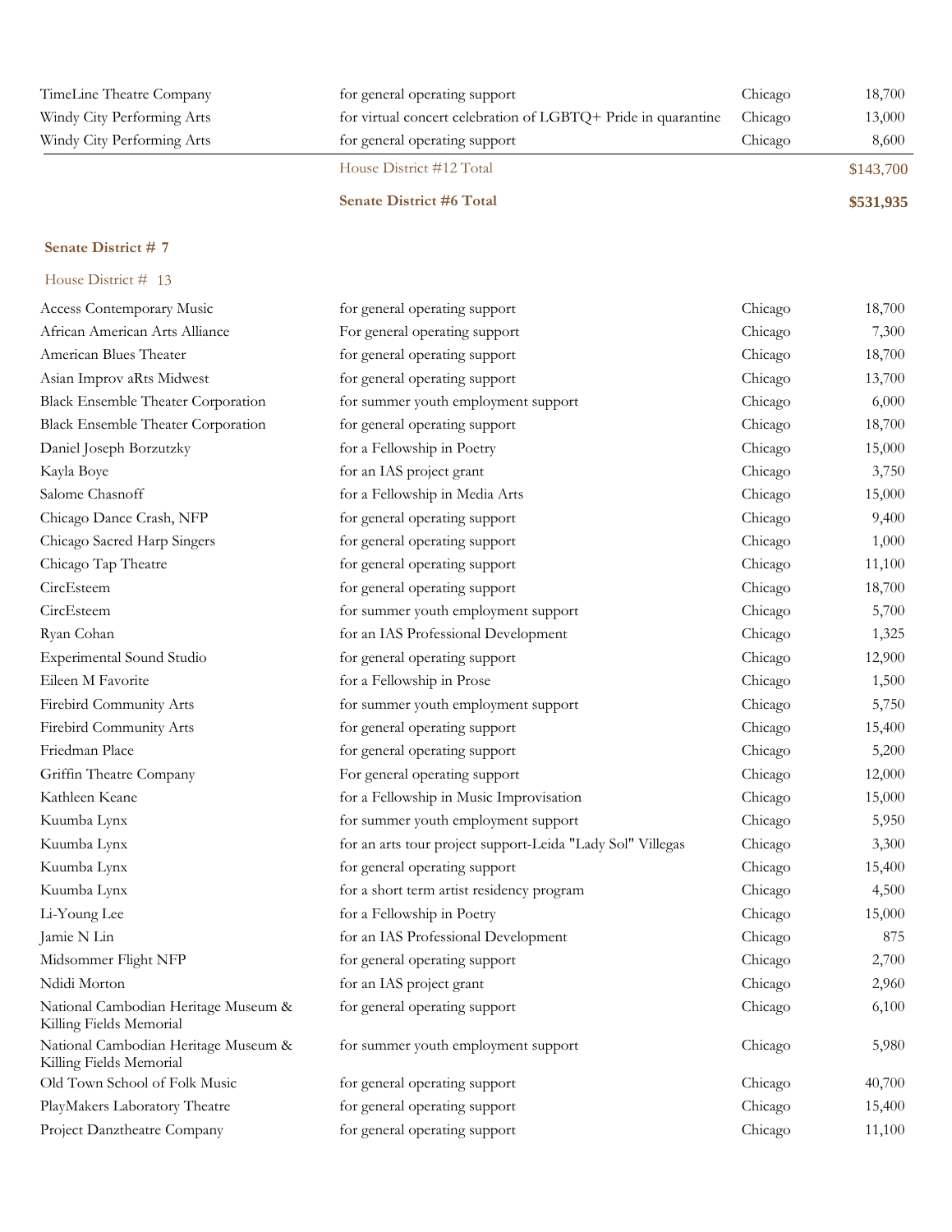| | | | |
|---|---|---|---|
| TimeLine Theatre Company | for general operating support | Chicago | 18,700 |
| Windy City Performing Arts | for virtual concert celebration of LGBTQ+ Pride in quarantine | Chicago | 13,000 |
| Windy City Performing Arts | for general operating support | Chicago | 8,600 |
| | House District #12 Total | | $143,700 |
| | **Senate District #6 Total** | | **$531,935** |

**Senate District # 7**

House District # 13

| | | | |
|---|---|---|---|
| Access Contemporary Music | for general operating support | Chicago | 18,700 |
| African American Arts Alliance | For general operating support | Chicago | 7,300 |
| American Blues Theater | for general operating support | Chicago | 18,700 |
| Asian Improv aRts Midwest | for general operating support | Chicago | 13,700 |
| Black Ensemble Theater Corporation | for summer youth employment support | Chicago | 6,000 |
| Black Ensemble Theater Corporation | for general operating support | Chicago | 18,700 |
| Daniel Joseph Borzutzky | for a Fellowship in Poetry | Chicago | 15,000 |
| Kayla Boye | for an IAS project grant | Chicago | 3,750 |
| Salome Chasnoff | for a Fellowship in Media Arts | Chicago | 15,000 |
| Chicago Dance Crash, NFP | for general operating support | Chicago | 9,400 |
| Chicago Sacred Harp Singers | for general operating support | Chicago | 1,000 |
| Chicago Tap Theatre | for general operating support | Chicago | 11,100 |
| CircEsteem | for general operating support | Chicago | 18,700 |
| CircEsteem | for summer youth employment support | Chicago | 5,700 |
| Ryan Cohan | for an IAS Professional Development | Chicago | 1,325 |
| Experimental Sound Studio | for general operating support | Chicago | 12,900 |
| Eileen M Favorite | for a Fellowship in Prose | Chicago | 1,500 |
| Firebird Community Arts | for summer youth employment support | Chicago | 5,750 |
| Firebird Community Arts | for general operating support | Chicago | 15,400 |
| Friedman Place | for general operating support | Chicago | 5,200 |
| Griffin Theatre Company | For general operating support | Chicago | 12,000 |
| Kathleen Keane | for a Fellowship in Music Improvisation | Chicago | 15,000 |
| Kuumba Lynx | for summer youth employment support | Chicago | 5,950 |
| Kuumba Lynx | for an arts tour project support-Leida "Lady Sol" Villegas | Chicago | 3,300 |
| Kuumba Lynx | for general operating support | Chicago | 15,400 |
| Kuumba Lynx | for a short term artist residency program | Chicago | 4,500 |
| Li-Young Lee | for a Fellowship in Poetry | Chicago | 15,000 |
| Jamie N Lin | for an IAS Professional Development | Chicago | 875 |
| Midsommer Flight NFP | for general operating support | Chicago | 2,700 |
| Ndidi Morton | for an IAS project grant | Chicago | 2,960 |
| National Cambodian Heritage Museum & Killing Fields Memorial | for general operating support | Chicago | 6,100 |
| National Cambodian Heritage Museum & Killing Fields Memorial | for summer youth employment support | Chicago | 5,980 |
| Old Town School of Folk Music | for general operating support | Chicago | 40,700 |
| PlayMakers Laboratory Theatre | for general operating support | Chicago | 15,400 |
| Project Danztheatre Company | for general operating support | Chicago | 11,100 |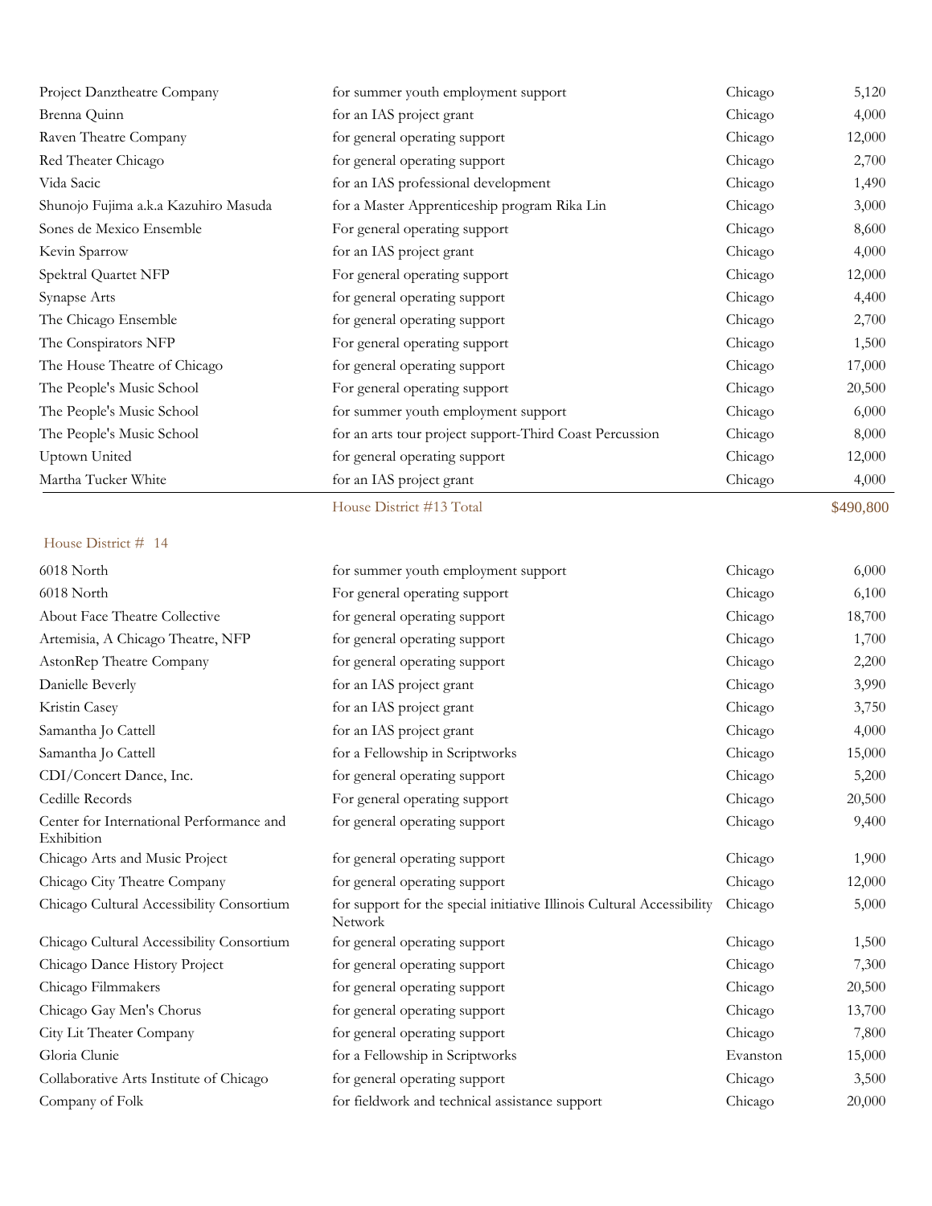| | | | |
|---|---|---|---|
| Project Danztheatre Company | for summer youth employment support | Chicago | 5,120 |
| Brenna Quinn | for an IAS project grant | Chicago | 4,000 |
| Raven Theatre Company | for general operating support | Chicago | 12,000 |
| Red Theater Chicago | for general operating support | Chicago | 2,700 |
| Vida Sacic | for an IAS professional development | Chicago | 1,490 |
| Shunojo Fujima a.k.a Kazuhiro Masuda | for a Master Apprenticeship program Rika Lin | Chicago | 3,000 |
| Sones de Mexico Ensemble | For general operating support | Chicago | 8,600 |
| Kevin Sparrow | for an IAS project grant | Chicago | 4,000 |
| Spektral Quartet NFP | For general operating support | Chicago | 12,000 |
| Synapse Arts | for general operating support | Chicago | 4,400 |
| The Chicago Ensemble | for general operating support | Chicago | 2,700 |
| The Conspirators NFP | For general operating support | Chicago | 1,500 |
| The House Theatre of Chicago | for general operating support | Chicago | 17,000 |
| The People's Music School | For general operating support | Chicago | 20,500 |
| The People's Music School | for summer youth employment support | Chicago | 6,000 |
| The People's Music School | for an arts tour project support-Third Coast Percussion | Chicago | 8,000 |
| Uptown United | for general operating support | Chicago | 12,000 |
| Martha Tucker White | for an IAS project grant | Chicago | 4,000 |
| | House District #13 Total | | $490,800 |

House District # 14

| | | | |
|---|---|---|---|
| 6018 North | for summer youth employment support | Chicago | 6,000 |
| 6018 North | For general operating support | Chicago | 6,100 |
| About Face Theatre Collective | for general operating support | Chicago | 18,700 |
| Artemisia, A Chicago Theatre, NFP | for general operating support | Chicago | 1,700 |
| AstonRep Theatre Company | for general operating support | Chicago | 2,200 |
| Danielle Beverly | for an IAS project grant | Chicago | 3,990 |
| Kristin Casey | for an IAS project grant | Chicago | 3,750 |
| Samantha Jo Cattell | for an IAS project grant | Chicago | 4,000 |
| Samantha Jo Cattell | for a Fellowship in Scriptworks | Chicago | 15,000 |
| CDI/Concert Dance, Inc. | for general operating support | Chicago | 5,200 |
| Cedille Records | For general operating support | Chicago | 20,500 |
| Center for International Performance and Exhibition | for general operating support | Chicago | 9,400 |
| Chicago Arts and Music Project | for general operating support | Chicago | 1,900 |
| Chicago City Theatre Company | for general operating support | Chicago | 12,000 |
| Chicago Cultural Accessibility Consortium | for support for the special initiative Illinois Cultural Accessibility Network | Chicago | 5,000 |
| Chicago Cultural Accessibility Consortium | for general operating support | Chicago | 1,500 |
| Chicago Dance History Project | for general operating support | Chicago | 7,300 |
| Chicago Filmmakers | for general operating support | Chicago | 20,500 |
| Chicago Gay Men's Chorus | for general operating support | Chicago | 13,700 |
| City Lit Theater Company | for general operating support | Chicago | 7,800 |
| Gloria Clunie | for a Fellowship in Scriptworks | Evanston | 15,000 |
| Collaborative Arts Institute of Chicago | for general operating support | Chicago | 3,500 |
| Company of Folk | for fieldwork and technical assistance support | Chicago | 20,000 |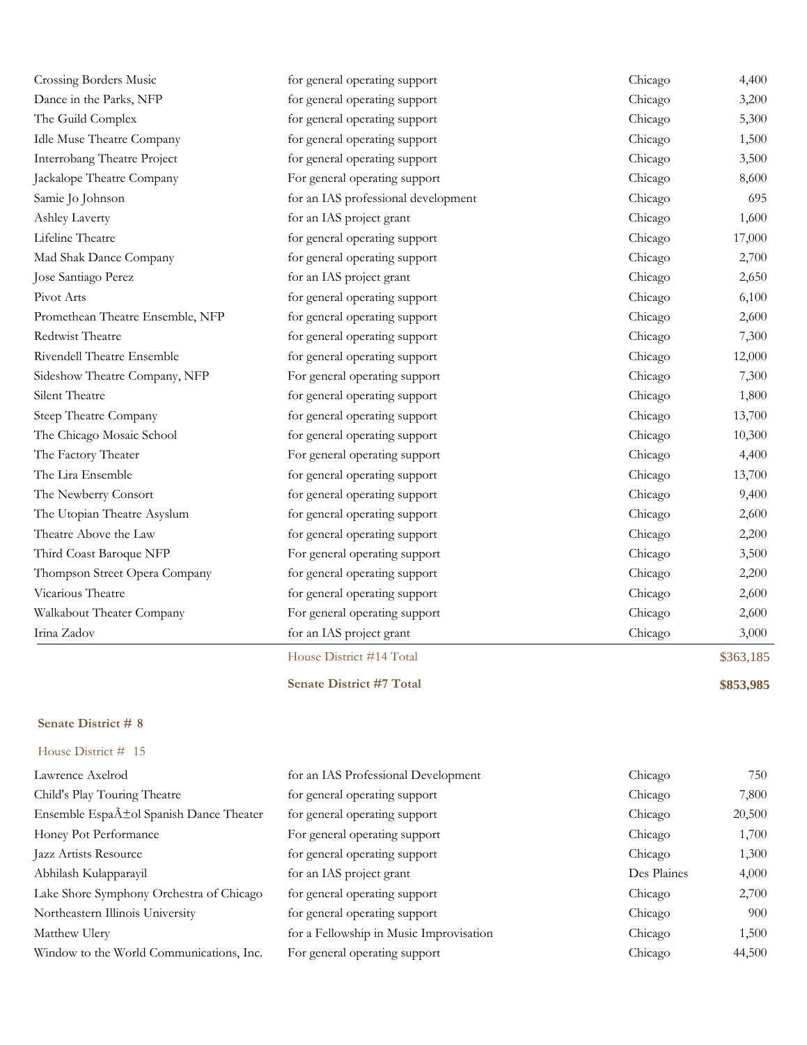| | | | |
|---|---|---|---|
| Crossing Borders Music | for general operating support | Chicago | 4,400 |
| Dance in the Parks, NFP | for general operating support | Chicago | 3,200 |
| The Guild Complex | for general operating support | Chicago | 5,300 |
| Idle Muse Theatre Company | for general operating support | Chicago | 1,500 |
| Interrobang Theatre Project | for general operating support | Chicago | 3,500 |
| Jackalope Theatre Company | For general operating support | Chicago | 8,600 |
| Samie Jo Johnson | for an IAS professional development | Chicago | 695 |
| Ashley Laverty | for an IAS project grant | Chicago | 1,600 |
| Lifeline Theatre | for general operating support | Chicago | 17,000 |
| Mad Shak Dance Company | for general operating support | Chicago | 2,700 |
| Jose Santiago Perez | for an IAS project grant | Chicago | 2,650 |
| Pivot Arts | for general operating support | Chicago | 6,100 |
| Promethean Theatre Ensemble, NFP | for general operating support | Chicago | 2,600 |
| Redtwist Theatre | for general operating support | Chicago | 7,300 |
| Rivendell Theatre Ensemble | for general operating support | Chicago | 12,000 |
| Sideshow Theatre Company, NFP | For general operating support | Chicago | 7,300 |
| Silent Theatre | for general operating support | Chicago | 1,800 |
| Steep Theatre Company | for general operating support | Chicago | 13,700 |
| The Chicago Mosaic School | for general operating support | Chicago | 10,300 |
| The Factory Theater | For general operating support | Chicago | 4,400 |
| The Lira Ensemble | for general operating support | Chicago | 13,700 |
| The Newberry Consort | for general operating support | Chicago | 9,400 |
| The Utopian Theatre Asyslum | for general operating support | Chicago | 2,600 |
| Theatre Above the Law | for general operating support | Chicago | 2,200 |
| Third Coast Baroque NFP | For general operating support | Chicago | 3,500 |
| Thompson Street Opera Company | for general operating support | Chicago | 2,200 |
| Vicarious Theatre | for general operating support | Chicago | 2,600 |
| Walkabout Theater Company | For general operating support | Chicago | 2,600 |
| Irina Zadov | for an IAS project grant | Chicago | 3,000 |
| | House District #14 Total | | $363,185 |
| | **Senate District #7 Total** | | **$853,985** |

**Senate District # 8**

House District # 15

| | | | |
|---|---|---|---|
| Lawrence Axelrod | for an IAS Professional Development | Chicago | 750 |
| Child's Play Touring Theatre | for general operating support | Chicago | 7,800 |
| Ensemble EspaÃ±ol Spanish Dance Theater | for general operating support | Chicago | 20,500 |
| Honey Pot Performance | For general operating support | Chicago | 1,700 |
| Jazz Artists Resource | for general operating support | Chicago | 1,300 |
| Abhilash Kulapparayil | for an IAS project grant | Des Plaines | 4,000 |
| Lake Shore Symphony Orchestra of Chicago | for general operating support | Chicago | 2,700 |
| Northeastern Illinois University | for general operating support | Chicago | 900 |
| Matthew Ulery | for a Fellowship in Music Improvisation | Chicago | 1,500 |
| Window to the World Communications, Inc. | For general operating support | Chicago | 44,500 |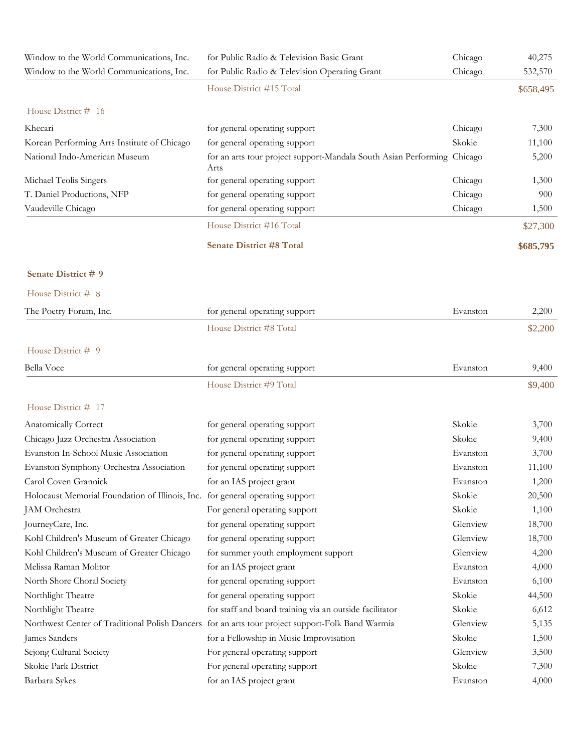| | | | |
|---|---|---|---|
| Window to the World Communications, Inc. | for Public Radio & Television Basic Grant | Chicago | 40,275 |
| Window to the World Communications, Inc. | for Public Radio & Television Operating Grant | Chicago | 532,570 |
| | House District #15 Total | | $658,495 |

House District # 16

| | | | |
|---|---|---|---|
| Khecari | for general operating support | Chicago | 7,300 |
| Korean Performing Arts Institute of Chicago | for general operating support | Skokie | 11,100 |
| National Indo-American Museum | for an arts tour project support-Mandala South Asian Performing Arts | Chicago | 5,200 |
| Michael Teolis Singers | for general operating support | Chicago | 1,300 |
| T. Daniel Productions, NFP | for general operating support | Chicago | 900 |
| Vaudeville Chicago | for general operating support | Chicago | 1,500 |
| | House District #16 Total | | $27,300 |
| | **Senate District #8 Total** | | **$685,795** |

**Senate District # 9**

House District # 8

| | | | |
|---|---|---|---|
| The Poetry Forum, Inc. | for general operating support | Evanston | 2,200 |
| | House District #8 Total | | $2,200 |

House District # 9

| | | | |
|---|---|---|---|
| Bella Voce | for general operating support | Evanston | 9,400 |
| | House District #9 Total | | $9,400 |

House District # 17

| | | | |
|---|---|---|---|
| Anatomically Correct | for general operating support | Skokie | 3,700 |
| Chicago Jazz Orchestra Association | for general operating support | Skokie | 9,400 |
| Evanston In-School Music Association | for general operating support | Evanston | 3,700 |
| Evanston Symphony Orchestra Association | for general operating support | Evanston | 11,100 |
| Carol Coven Grannick | for an IAS project grant | Evanston | 1,200 |
| Holocaust Memorial Foundation of Illinois, Inc. | for general operating support | Skokie | 20,500 |
| JAM Orchestra | For general operating support | Skokie | 1,100 |
| JourneyCare, Inc. | for general operating support | Glenview | 18,700 |
| Kohl Children's Museum of Greater Chicago | for general operating support | Glenview | 18,700 |
| Kohl Children's Museum of Greater Chicago | for summer youth employment support | Glenview | 4,200 |
| Melissa Raman Molitor | for an IAS project grant | Evanston | 4,000 |
| North Shore Choral Society | for general operating support | Evanston | 6,100 |
| Northlight Theatre | for general operating support | Skokie | 44,500 |
| Northlight Theatre | for staff and board training via an outside facilitator | Skokie | 6,612 |
| Northwest Center of Traditional Polish Dancers | for an arts tour project support-Folk Band Warmia | Glenview | 5,135 |
| James Sanders | for a Fellowship in Music Improvisation | Skokie | 1,500 |
| Sejong Cultural Society | For general operating support | Glenview | 3,500 |
| Skokie Park District | For general operating support | Skokie | 7,300 |
| Barbara Sykes | for an IAS project grant | Evanston | 4,000 |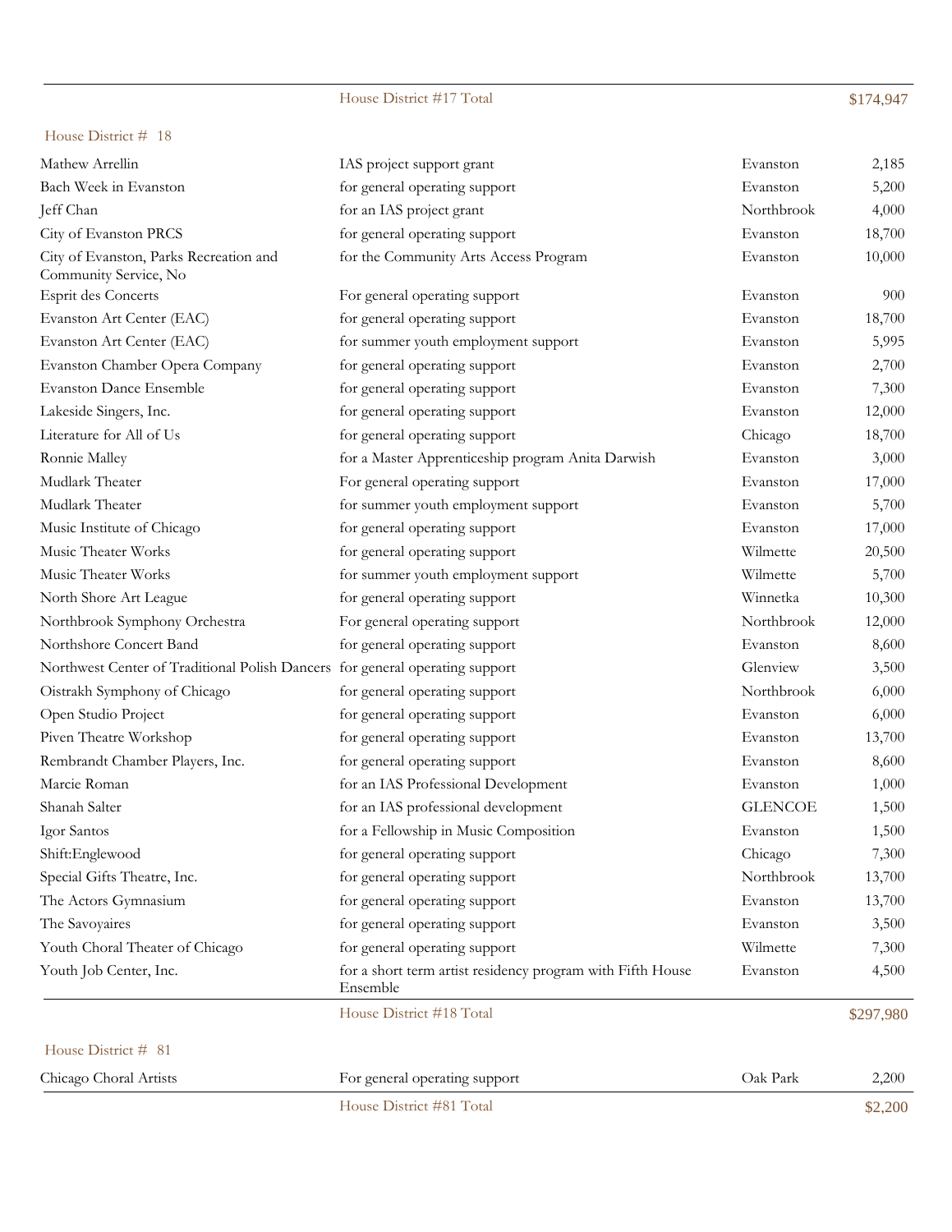| | House District #17 Total | | $174,947 |
|---|---|---|---|

House District # 18

| | | | |
|---|---|---|---|
| Mathew Arrellin | IAS project support grant | Evanston | 2,185 |
| Bach Week in Evanston | for general operating support | Evanston | 5,200 |
| Jeff Chan | for an IAS project grant | Northbrook | 4,000 |
| City of Evanston PRCS | for general operating support | Evanston | 18,700 |
| City of Evanston, Parks Recreation and Community Service, No | for the Community Arts Access Program | Evanston | 10,000 |
| Esprit des Concerts | For general operating support | Evanston | 900 |
| Evanston Art Center (EAC) | for general operating support | Evanston | 18,700 |
| Evanston Art Center (EAC) | for summer youth employment support | Evanston | 5,995 |
| Evanston Chamber Opera Company | for general operating support | Evanston | 2,700 |
| Evanston Dance Ensemble | for general operating support | Evanston | 7,300 |
| Lakeside Singers, Inc. | for general operating support | Evanston | 12,000 |
| Literature for All of Us | for general operating support | Chicago | 18,700 |
| Ronnie Malley | for a Master Apprenticeship program Anita Darwish | Evanston | 3,000 |
| Mudlark Theater | For general operating support | Evanston | 17,000 |
| Mudlark Theater | for summer youth employment support | Evanston | 5,700 |
| Music Institute of Chicago | for general operating support | Evanston | 17,000 |
| Music Theater Works | for general operating support | Wilmette | 20,500 |
| Music Theater Works | for summer youth employment support | Wilmette | 5,700 |
| North Shore Art League | for general operating support | Winnetka | 10,300 |
| Northbrook Symphony Orchestra | For general operating support | Northbrook | 12,000 |
| Northshore Concert Band | for general operating support | Evanston | 8,600 |
| Northwest Center of Traditional Polish Dancers | for general operating support | Glenview | 3,500 |
| Oistrakh Symphony of Chicago | for general operating support | Northbrook | 6,000 |
| Open Studio Project | for general operating support | Evanston | 6,000 |
| Piven Theatre Workshop | for general operating support | Evanston | 13,700 |
| Rembrandt Chamber Players, Inc. | for general operating support | Evanston | 8,600 |
| Marcie Roman | for an IAS Professional Development | Evanston | 1,000 |
| Shanah Salter | for an IAS professional development | GLENCOE | 1,500 |
| Igor Santos | for a Fellowship in Music Composition | Evanston | 1,500 |
| Shift:Englewood | for general operating support | Chicago | 7,300 |
| Special Gifts Theatre, Inc. | for general operating support | Northbrook | 13,700 |
| The Actors Gymnasium | for general operating support | Evanston | 13,700 |
| The Savoyaires | for general operating support | Evanston | 3,500 |
| Youth Choral Theater of Chicago | for general operating support | Wilmette | 7,300 |
| Youth Job Center, Inc. | for a short term artist residency program with Fifth House Ensemble | Evanston | 4,500 |
| | House District #18 Total | | $297,980 |

House District # 81

| | | | |
|---|---|---|---|
| Chicago Choral Artists | For general operating support | Oak Park | 2,200 |
| | House District #81 Total | | $2,200 |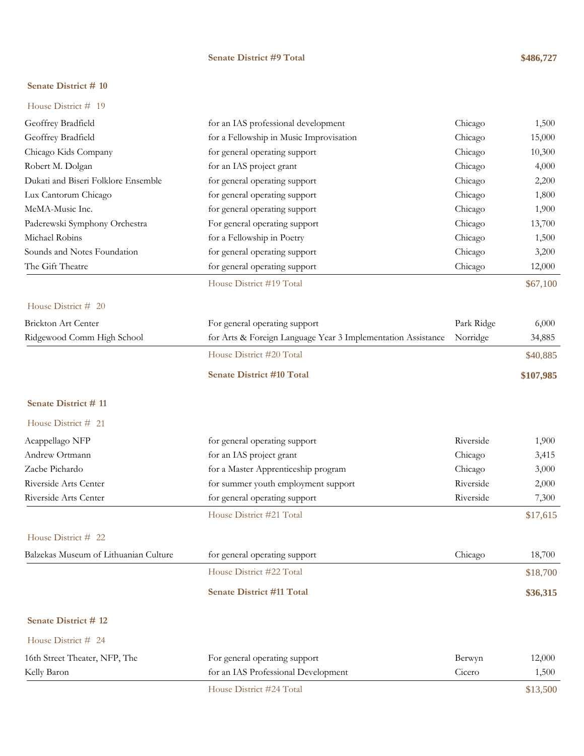**Senate District #9 Total** **$486,727**

## Senate District # 10

### House District # 19

| Name | Purpose | City | Amount |
|---|---|---|---|
| Geoffrey Bradfield | for an IAS professional development | Chicago | 1,500 |
| Geoffrey Bradfield | for a Fellowship in Music Improvisation | Chicago | 15,000 |
| Chicago Kids Company | for general operating support | Chicago | 10,300 |
| Robert M. Dolgan | for an IAS project grant | Chicago | 4,000 |
| Dukati and Biseri Folklore Ensemble | for general operating support | Chicago | 2,200 |
| Lux Cantorum Chicago | for general operating support | Chicago | 1,800 |
| MeMA-Music Inc. | for general operating support | Chicago | 1,900 |
| Paderewski Symphony Orchestra | For general operating support | Chicago | 13,700 |
| Michael Robins | for a Fellowship in Poetry | Chicago | 1,500 |
| Sounds and Notes Foundation | for general operating support | Chicago | 3,200 |
| The Gift Theatre | for general operating support | Chicago | 12,000 |
| | House District #19 Total | | $67,100 |

### House District # 20

| Name | Purpose | City | Amount |
|---|---|---|---|
| Brickton Art Center | For general operating support | Park Ridge | 6,000 |
| Ridgewood Comm High School | for Arts & Foreign Language Year 3 Implementation Assistance | Norridge | 34,885 |
| | House District #20 Total | | $40,885 |
| | **Senate District #10 Total** | | **$107,985** |

## Senate District # 11

### House District # 21

| Name | Purpose | City | Amount |
|---|---|---|---|
| Acappellago NFP | for general operating support | Riverside | 1,900 |
| Andrew Ortmann | for an IAS project grant | Chicago | 3,415 |
| Zacbe Pichardo | for a Master Apprenticeship program | Chicago | 3,000 |
| Riverside Arts Center | for summer youth employment support | Riverside | 2,000 |
| Riverside Arts Center | for general operating support | Riverside | 7,300 |
| | House District #21 Total | | $17,615 |

### House District # 22

| Name | Purpose | City | Amount |
|---|---|---|---|
| Balzekas Museum of Lithuanian Culture | for general operating support | Chicago | 18,700 |
| | House District #22 Total | | $18,700 |
| | **Senate District #11 Total** | | **$36,315** |

## Senate District # 12

### House District # 24

| Name | Purpose | City | Amount |
|---|---|---|---|
| 16th Street Theater, NFP, The | For general operating support | Berwyn | 12,000 |
| Kelly Baron | for an IAS Professional Development | Cicero | 1,500 |
| | House District #24 Total | | $13,500 |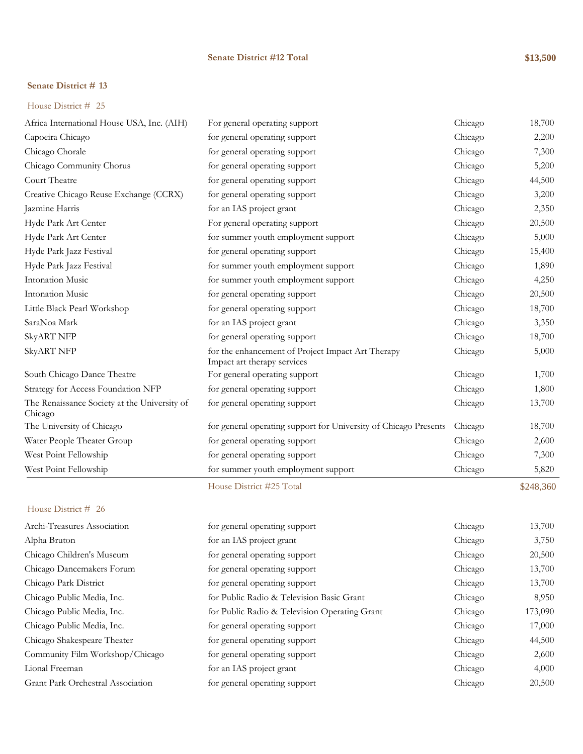| | Senate District #12 Total | | $13,500 |
|---|---|---|---|

**Senate District # 13**

House District # 25

| | | | |
|---|---|---|---|
| Africa International House USA, Inc. (AIH) | For general operating support | Chicago | 18,700 |
| Capoeira Chicago | for general operating support | Chicago | 2,200 |
| Chicago Chorale | for general operating support | Chicago | 7,300 |
| Chicago Community Chorus | for general operating support | Chicago | 5,200 |
| Court Theatre | for general operating support | Chicago | 44,500 |
| Creative Chicago Reuse Exchange (CCRX) | for general operating support | Chicago | 3,200 |
| Jazmine Harris | for an IAS project grant | Chicago | 2,350 |
| Hyde Park Art Center | For general operating support | Chicago | 20,500 |
| Hyde Park Art Center | for summer youth employment support | Chicago | 5,000 |
| Hyde Park Jazz Festival | for general operating support | Chicago | 15,400 |
| Hyde Park Jazz Festival | for summer youth employment support | Chicago | 1,890 |
| Intonation Music | for summer youth employment support | Chicago | 4,250 |
| Intonation Music | for general operating support | Chicago | 20,500 |
| Little Black Pearl Workshop | for general operating support | Chicago | 18,700 |
| SaraNoa Mark | for an IAS project grant | Chicago | 3,350 |
| SkyART NFP | for general operating support | Chicago | 18,700 |
| SkyART NFP | for the enhancement of Project Impact Art Therapy Impact art therapy services | Chicago | 5,000 |
| South Chicago Dance Theatre | For general operating support | Chicago | 1,700 |
| Strategy for Access Foundation NFP | for general operating support | Chicago | 1,800 |
| The Renaissance Society at the University of Chicago | for general operating support | Chicago | 13,700 |
| The University of Chicago | for general operating support for University of Chicago Presents | Chicago | 18,700 |
| Water People Theater Group | for general operating support | Chicago | 2,600 |
| West Point Fellowship | for general operating support | Chicago | 7,300 |
| West Point Fellowship | for summer youth employment support | Chicago | 5,820 |
| | House District #25 Total | | $248,360 |

House District # 26

| | | | |
|---|---|---|---|
| Archi-Treasures Association | for general operating support | Chicago | 13,700 |
| Alpha Bruton | for an IAS project grant | Chicago | 3,750 |
| Chicago Children's Museum | for general operating support | Chicago | 20,500 |
| Chicago Dancemakers Forum | for general operating support | Chicago | 13,700 |
| Chicago Park District | for general operating support | Chicago | 13,700 |
| Chicago Public Media, Inc. | for Public Radio & Television Basic Grant | Chicago | 8,950 |
| Chicago Public Media, Inc. | for Public Radio & Television Operating Grant | Chicago | 173,090 |
| Chicago Public Media, Inc. | for general operating support | Chicago | 17,000 |
| Chicago Shakespeare Theater | for general operating support | Chicago | 44,500 |
| Community Film Workshop/Chicago | for general operating support | Chicago | 2,600 |
| Lional Freeman | for an IAS project grant | Chicago | 4,000 |
| Grant Park Orchestral Association | for general operating support | Chicago | 20,500 |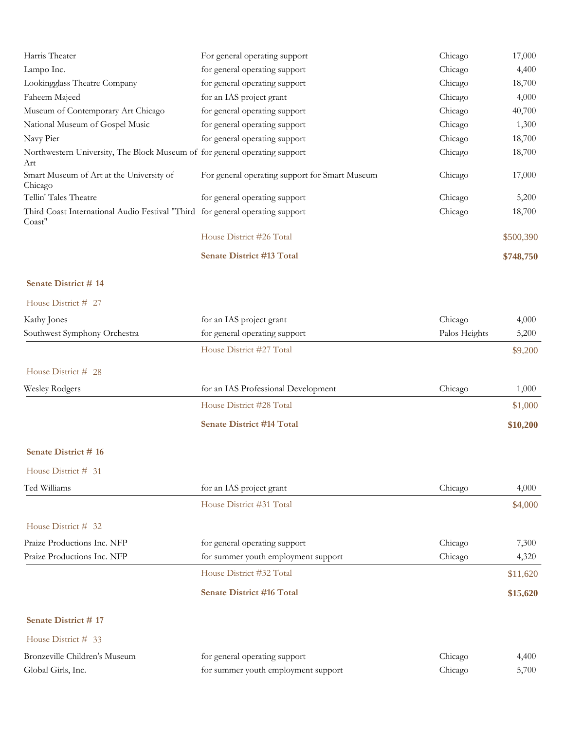| | | | |
|---|---|---|---|
| Harris Theater | For general operating support | Chicago | 17,000 |
| Lampo Inc. | for general operating support | Chicago | 4,400 |
| Lookingglass Theatre Company | for general operating support | Chicago | 18,700 |
| Faheem Majeed | for an IAS project grant | Chicago | 4,000 |
| Museum of Contemporary Art Chicago | for general operating support | Chicago | 40,700 |
| National Museum of Gospel Music | for general operating support | Chicago | 1,300 |
| Navy Pier | for general operating support | Chicago | 18,700 |
| Northwestern University, The Block Museum of Art | for general operating support | Chicago | 18,700 |
| Smart Museum of Art at the University of Chicago | For general operating support for Smart Museum | Chicago | 17,000 |
| Tellin' Tales Theatre | for general operating support | Chicago | 5,200 |
| Third Coast International Audio Festival "Third Coast" | for general operating support | Chicago | 18,700 |
| | House District #26 Total | | $500,390 |
| | **Senate District #13 Total** | | **$748,750** |

**Senate District # 14**

House District # 27

| | | | |
|---|---|---|---|
| Kathy Jones | for an IAS project grant | Chicago | 4,000 |
| Southwest Symphony Orchestra | for general operating support | Palos Heights | 5,200 |
| | House District #27 Total | | $9,200 |

House District # 28

| | | | |
|---|---|---|---|
| Wesley Rodgers | for an IAS Professional Development | Chicago | 1,000 |
| | House District #28 Total | | $1,000 |
| | **Senate District #14 Total** | | **$10,200** |

**Senate District # 16**

House District # 31

| | | | |
|---|---|---|---|
| Ted Williams | for an IAS project grant | Chicago | 4,000 |
| | House District #31 Total | | $4,000 |

House District # 32

| | | | |
|---|---|---|---|
| Praize Productions Inc. NFP | for general operating support | Chicago | 7,300 |
| Praize Productions Inc. NFP | for summer youth employment support | Chicago | 4,320 |
| | House District #32 Total | | $11,620 |
| | **Senate District #16 Total** | | **$15,620** |

**Senate District # 17**

House District # 33

| | | | |
|---|---|---|---|
| Bronzeville Children's Museum | for general operating support | Chicago | 4,400 |
| Global Girls, Inc. | for summer youth employment support | Chicago | 5,700 |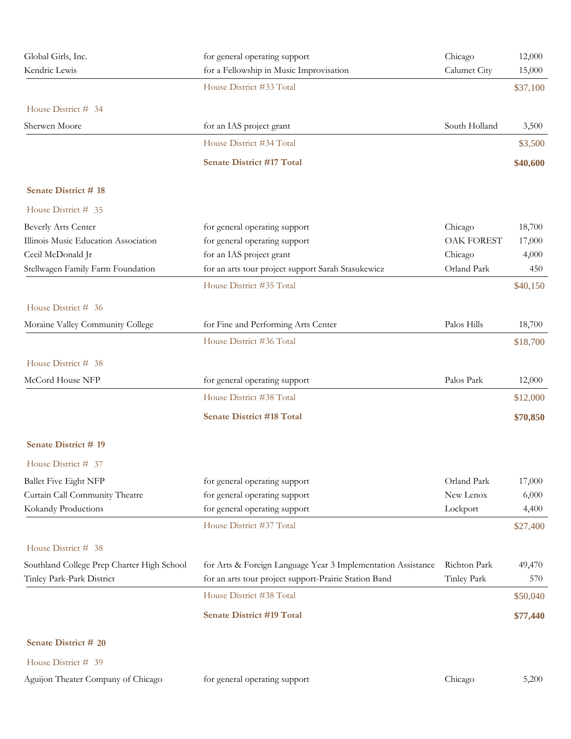| | | | |
|---|---|---|---|
| Global Girls, Inc. | for general operating support | Chicago | 12,000 |
| Kendric Lewis | for a Fellowship in Music Improvisation | Calumet City | 15,000 |
| | House District #33 Total | | $37,100 |

House District # 34

| | | | |
|---|---|---|---|
| Sherwen Moore | for an IAS project grant | South Holland | 3,500 |
| | House District #34 Total | | $3,500 |
| | **Senate District #17 Total** | | **$40,600** |

**Senate District # 18**

House District # 35

| | | | |
|---|---|---|---|
| Beverly Arts Center | for general operating support | Chicago | 18,700 |
| Illinois Music Education Association | for general operating support | OAK FOREST | 17,000 |
| Cecil McDonald Jr | for an IAS project grant | Chicago | 4,000 |
| Stellwagen Family Farm Foundation | for an arts tour project support Sarah Stasukewicz | Orland Park | 450 |
| | House District #35 Total | | $40,150 |

House District # 36

| | | | |
|---|---|---|---|
| Moraine Valley Community College | for Fine and Performing Arts Center | Palos Hills | 18,700 |
| | House District #36 Total | | $18,700 |

House District # 38

| | | | |
|---|---|---|---|
| McCord House NFP | for general operating support | Palos Park | 12,000 |
| | House District #38 Total | | $12,000 |
| | **Senate District #18 Total** | | **$70,850** |

**Senate District # 19**

House District # 37

| | | | |
|---|---|---|---|
| Ballet Five Eight NFP | for general operating support | Orland Park | 17,000 |
| Curtain Call Community Theatre | for general operating support | New Lenox | 6,000 |
| Kokandy Productions | for general operating support | Lockport | 4,400 |
| | House District #37 Total | | $27,400 |

House District # 38

| | | | |
|---|---|---|---|
| Southland College Prep Charter High School | for Arts & Foreign Language Year 3 Implementation Assistance | Richton Park | 49,470 |
| Tinley Park-Park District | for an arts tour project support-Prairie Station Band | Tinley Park | 570 |
| | House District #38 Total | | $50,040 |
| | **Senate District #19 Total** | | **$77,440** |

**Senate District # 20**

House District # 39

| | | | |
|---|---|---|---|
| Aguijon Theater Company of Chicago | for general operating support | Chicago | 5,200 |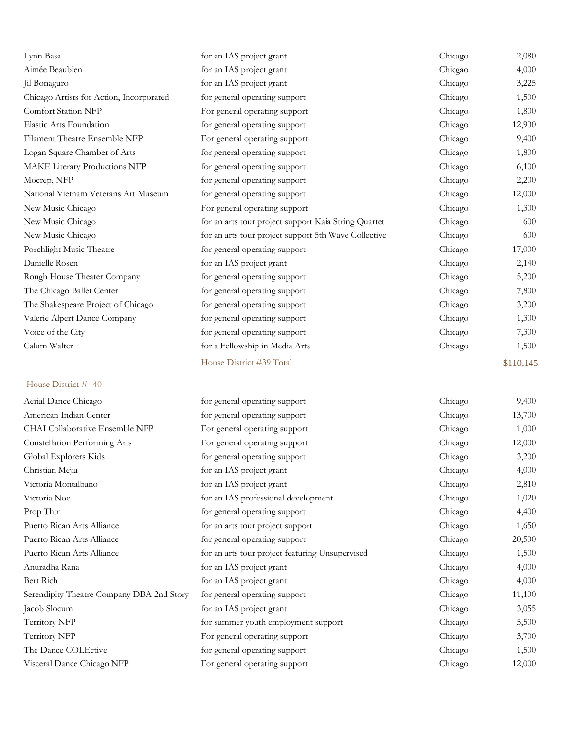| | | | |
|---|---|---|---|
| Lynn Basa | for an IAS project grant | Chicago | 2,080 |
| Aimée Beaubien | for an IAS project grant | Chicgao | 4,000 |
| Jil Bonaguro | for an IAS project grant | Chicago | 3,225 |
| Chicago Artists for Action, Incorporated | for general operating support | Chicago | 1,500 |
| Comfort Station NFP | For general operating support | Chicago | 1,800 |
| Elastic Arts Foundation | for general operating support | Chicago | 12,900 |
| Filament Theatre Ensemble NFP | For general operating support | Chicago | 9,400 |
| Logan Square Chamber of Arts | for general operating support | Chicago | 1,800 |
| MAKE Literary Productions NFP | for general operating support | Chicago | 6,100 |
| Mocrep, NFP | for general operating support | Chicago | 2,200 |
| National Vietnam Veterans Art Museum | for general operating support | Chicago | 12,000 |
| New Music Chicago | For general operating support | Chicago | 1,300 |
| New Music Chicago | for an arts tour project support Kaia String Quartet | Chicago | 600 |
| New Music Chicago | for an arts tour project support 5th Wave Collective | Chicago | 600 |
| Porchlight Music Theatre | for general operating support | Chicago | 17,000 |
| Danielle Rosen | for an IAS project grant | Chicago | 2,140 |
| Rough House Theater Company | for general operating support | Chicago | 5,200 |
| The Chicago Ballet Center | for general operating support | Chicago | 7,800 |
| The Shakespeare Project of Chicago | for general operating support | Chicago | 3,200 |
| Valerie Alpert Dance Company | for general operating support | Chicago | 1,300 |
| Voice of the City | for general operating support | Chicago | 7,300 |
| Calum Walter | for a Fellowship in Media Arts | Chicago | 1,500 |
| | House District #39 Total | | $110,145 |

House District # 40

| | | | |
|---|---|---|---|
| Aerial Dance Chicago | for general operating support | Chicago | 9,400 |
| American Indian Center | for general operating support | Chicago | 13,700 |
| CHAI Collaborative Ensemble NFP | For general operating support | Chicago | 1,000 |
| Constellation Performing Arts | For general operating support | Chicago | 12,000 |
| Global Explorers Kids | for general operating support | Chicago | 3,200 |
| Christian Mejia | for an IAS project grant | Chicago | 4,000 |
| Victoria Montalbano | for an IAS project grant | Chicago | 2,810 |
| Victoria Noe | for an IAS professional development | Chicago | 1,020 |
| Prop Thtr | for general operating support | Chicago | 4,400 |
| Puerto Rican Arts Alliance | for an arts tour project support | Chicago | 1,650 |
| Puerto Rican Arts Alliance | for general operating support | Chicago | 20,500 |
| Puerto Rican Arts Alliance | for an arts tour project featuring Unsupervised | Chicago | 1,500 |
| Anuradha Rana | for an IAS project grant | Chicago | 4,000 |
| Bert Rich | for an IAS project grant | Chicago | 4,000 |
| Serendipity Theatre Company DBA 2nd Story | for general operating support | Chicago | 11,100 |
| Jacob Slocum | for an IAS project grant | Chicago | 3,055 |
| Territory NFP | for summer youth employment support | Chicago | 5,500 |
| Territory NFP | For general operating support | Chicago | 3,700 |
| The Dance COLEctive | for general operating support | Chicago | 1,500 |
| Visceral Dance Chicago NFP | For general operating support | Chicago | 12,000 |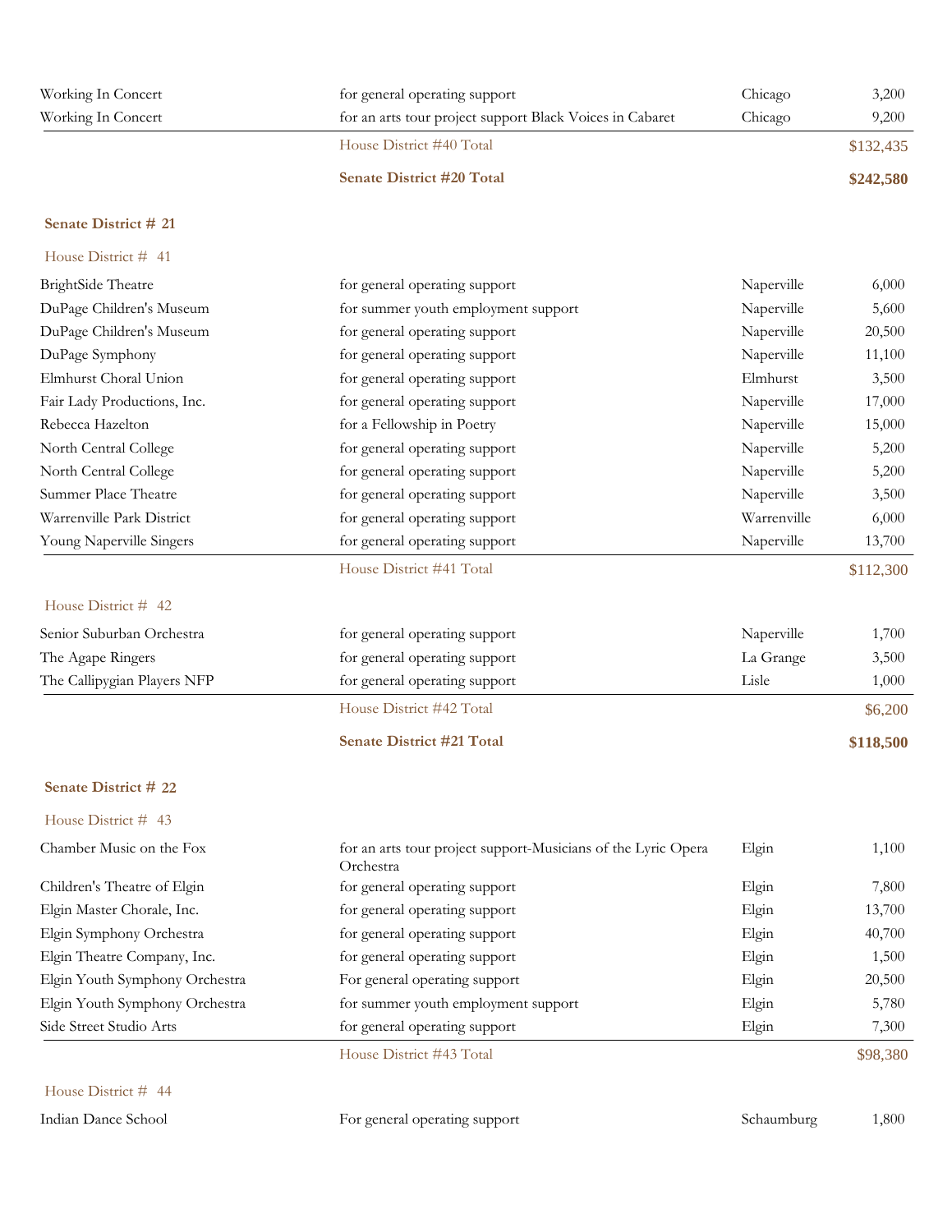| | | | |
|---|---|---|---|
| Working In Concert | for general operating support | Chicago | 3,200 |
| Working In Concert | for an arts tour project support Black Voices in Cabaret | Chicago | 9,200 |
| | House District #40 Total | | $132,435 |
| | **Senate District #20 Total** | | **$242,580** |

**Senate District # 21**

House District # 41

| | | | |
|---|---|---|---|
| BrightSide Theatre | for general operating support | Naperville | 6,000 |
| DuPage Children's Museum | for summer youth employment support | Naperville | 5,600 |
| DuPage Children's Museum | for general operating support | Naperville | 20,500 |
| DuPage Symphony | for general operating support | Naperville | 11,100 |
| Elmhurst Choral Union | for general operating support | Elmhurst | 3,500 |
| Fair Lady Productions, Inc. | for general operating support | Naperville | 17,000 |
| Rebecca Hazelton | for a Fellowship in Poetry | Naperville | 15,000 |
| North Central College | for general operating support | Naperville | 5,200 |
| North Central College | for general operating support | Naperville | 5,200 |
| Summer Place Theatre | for general operating support | Naperville | 3,500 |
| Warrenville Park District | for general operating support | Warrenville | 6,000 |
| Young Naperville Singers | for general operating support | Naperville | 13,700 |
| | House District #41 Total | | $112,300 |

House District # 42

| | | | |
|---|---|---|---|
| Senior Suburban Orchestra | for general operating support | Naperville | 1,700 |
| The Agape Ringers | for general operating support | La Grange | 3,500 |
| The Callipygian Players NFP | for general operating support | Lisle | 1,000 |
| | House District #42 Total | | $6,200 |
| | **Senate District #21 Total** | | **$118,500** |

**Senate District # 22**

House District # 43

| | | | |
|---|---|---|---|
| Chamber Music on the Fox | for an arts tour project support-Musicians of the Lyric Opera Orchestra | Elgin | 1,100 |
| Children's Theatre of Elgin | for general operating support | Elgin | 7,800 |
| Elgin Master Chorale, Inc. | for general operating support | Elgin | 13,700 |
| Elgin Symphony Orchestra | for general operating support | Elgin | 40,700 |
| Elgin Theatre Company, Inc. | for general operating support | Elgin | 1,500 |
| Elgin Youth Symphony Orchestra | For general operating support | Elgin | 20,500 |
| Elgin Youth Symphony Orchestra | for summer youth employment support | Elgin | 5,780 |
| Side Street Studio Arts | for general operating support | Elgin | 7,300 |
| | House District #43 Total | | $98,380 |

House District # 44

| | | | |
|---|---|---|---|
| Indian Dance School | For general operating support | Schaumburg | 1,800 |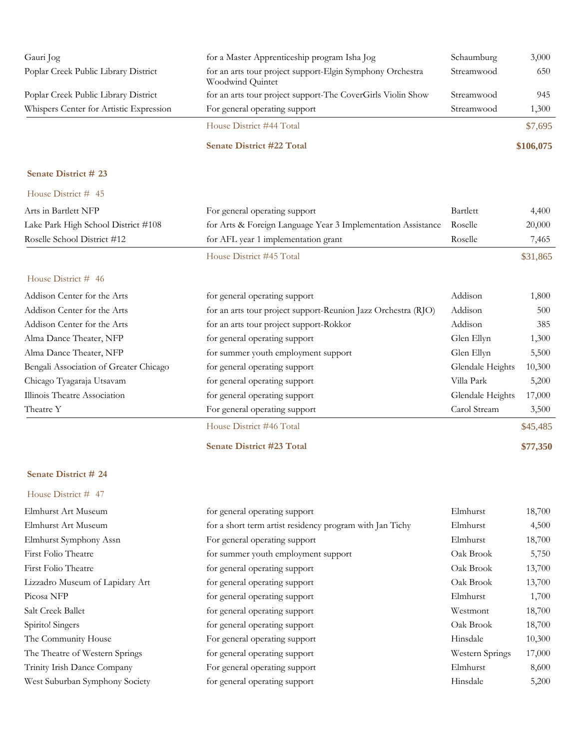| | | | |
|---|---|---|---|
| Gauri Jog | for a Master Apprenticeship program Isha Jog | Schaumburg | 3,000 |
| Poplar Creek Public Library District | for an arts tour project support-Elgin Symphony Orchestra Woodwind Quintet | Streamwood | 650 |
| Poplar Creek Public Library District | for an arts tour project support-The CoverGirls Violin Show | Streamwood | 945 |
| Whispers Center for Artistic Expression | For general operating support | Streamwood | 1,300 |
| | House District #44 Total | | $7,695 |
| | **Senate District #22 Total** | | **$106,075** |

**Senate District # 23**

House District # 45

| | | | |
|---|---|---|---|
| Arts in Bartlett NFP | For general operating support | Bartlett | 4,400 |
| Lake Park High School District #108 | for Arts & Foreign Language Year 3 Implementation Assistance | Roselle | 20,000 |
| Roselle School District #12 | for AFL year 1 implementation grant | Roselle | 7,465 |
| | House District #45 Total | | $31,865 |

House District # 46

| | | | |
|---|---|---|---|
| Addison Center for the Arts | for general operating support | Addison | 1,800 |
| Addison Center for the Arts | for an arts tour project support-Reunion Jazz Orchestra (RJO) | Addison | 500 |
| Addison Center for the Arts | for an arts tour project support-Rokkor | Addison | 385 |
| Alma Dance Theater, NFP | for general operating support | Glen Ellyn | 1,300 |
| Alma Dance Theater, NFP | for summer youth employment support | Glen Ellyn | 5,500 |
| Bengali Association of Greater Chicago | for general operating support | Glendale Heights | 10,300 |
| Chicago Tyagaraja Utsavam | for general operating support | Villa Park | 5,200 |
| Illinois Theatre Association | for general operating support | Glendale Heights | 17,000 |
| Theatre Y | For general operating support | Carol Stream | 3,500 |
| | House District #46 Total | | $45,485 |
| | **Senate District #23 Total** | | **$77,350** |

**Senate District # 24**

House District # 47

| | | | |
|---|---|---|---|
| Elmhurst Art Museum | for general operating support | Elmhurst | 18,700 |
| Elmhurst Art Museum | for a short term artist residency program with Jan Tichy | Elmhurst | 4,500 |
| Elmhurst Symphony Assn | For general operating support | Elmhurst | 18,700 |
| First Folio Theatre | for summer youth employment support | Oak Brook | 5,750 |
| First Folio Theatre | for general operating support | Oak Brook | 13,700 |
| Lizzadro Museum of Lapidary Art | for general operating support | Oak Brook | 13,700 |
| Picosa NFP | for general operating support | Elmhurst | 1,700 |
| Salt Creek Ballet | for general operating support | Westmont | 18,700 |
| Spirito! Singers | for general operating support | Oak Brook | 18,700 |
| The Community House | For general operating support | Hinsdale | 10,300 |
| The Theatre of Western Springs | for general operating support | Western Springs | 17,000 |
| Trinity Irish Dance Company | For general operating support | Elmhurst | 8,600 |
| West Suburban Symphony Society | for general operating support | Hinsdale | 5,200 |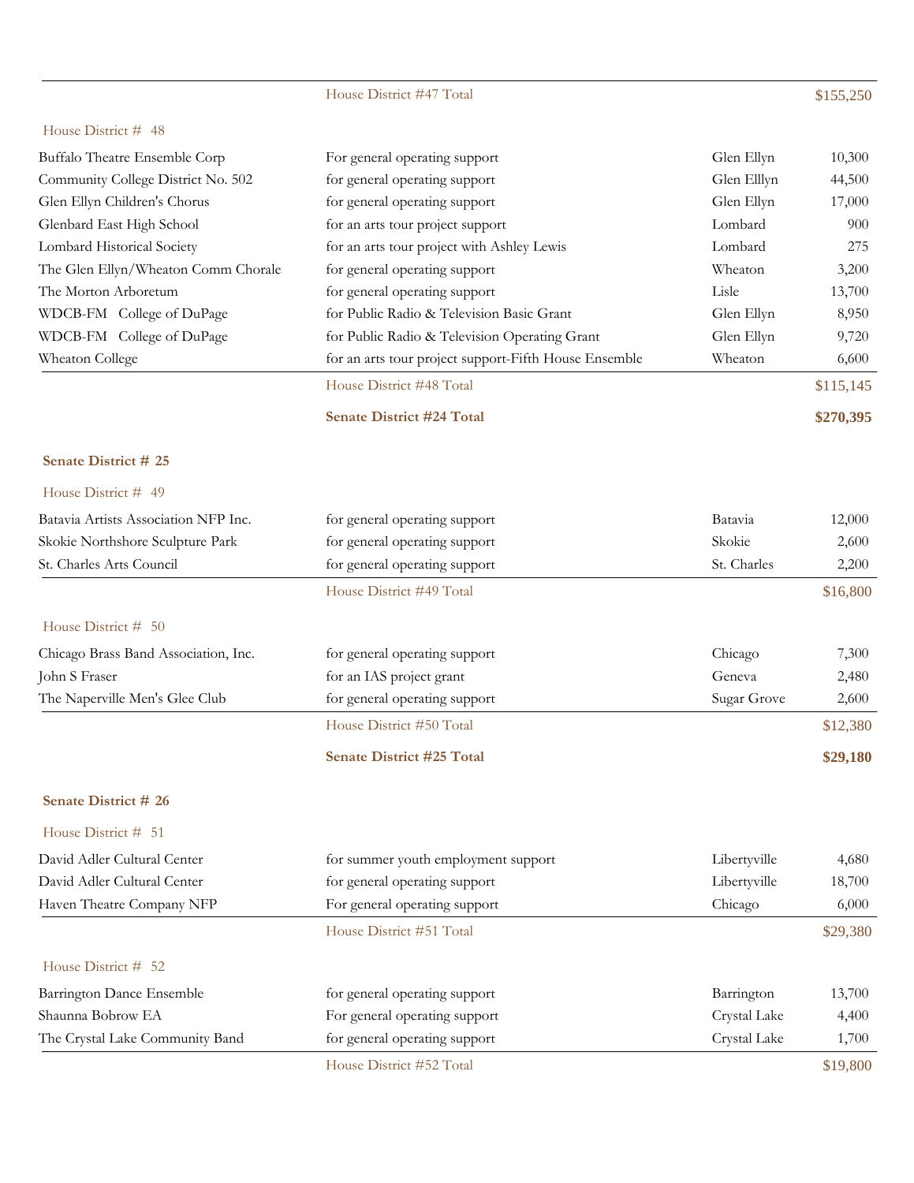| | | | |
|---|---|---|---|
| | House District #47 Total | | $155,250 |

House District # 48

| | | | |
|---|---|---|---|
| Buffalo Theatre Ensemble Corp | For general operating support | Glen Ellyn | 10,300 |
| Community College District No. 502 | for general operating support | Glen Elllyn | 44,500 |
| Glen Ellyn Children's Chorus | for general operating support | Glen Ellyn | 17,000 |
| Glenbard East High School | for an arts tour project support | Lombard | 900 |
| Lombard Historical Society | for an arts tour project with Ashley Lewis | Lombard | 275 |
| The Glen Ellyn/Wheaton Comm Chorale | for general operating support | Wheaton | 3,200 |
| The Morton Arboretum | for general operating support | Lisle | 13,700 |
| WDCB-FM College of DuPage | for Public Radio & Television Basic Grant | Glen Ellyn | 8,950 |
| WDCB-FM College of DuPage | for Public Radio & Television Operating Grant | Glen Ellyn | 9,720 |
| Wheaton College | for an arts tour project support-Fifth House Ensemble | Wheaton | 6,600 |
| | House District #48 Total | | $115,145 |
| | **Senate District #24 Total** | | **$270,395** |

**Senate District # 25**

House District # 49

| | | | |
|---|---|---|---|
| Batavia Artists Association NFP Inc. | for general operating support | Batavia | 12,000 |
| Skokie Northshore Sculpture Park | for general operating support | Skokie | 2,600 |
| St. Charles Arts Council | for general operating support | St. Charles | 2,200 |
| | House District #49 Total | | $16,800 |

House District # 50

| | | | |
|---|---|---|---|
| Chicago Brass Band Association, Inc. | for general operating support | Chicago | 7,300 |
| John S Fraser | for an IAS project grant | Geneva | 2,480 |
| The Naperville Men's Glee Club | for general operating support | Sugar Grove | 2,600 |
| | House District #50 Total | | $12,380 |
| | **Senate District #25 Total** | | **$29,180** |

**Senate District # 26**

House District # 51

| | | | |
|---|---|---|---|
| David Adler Cultural Center | for summer youth employment support | Libertyville | 4,680 |
| David Adler Cultural Center | for general operating support | Libertyville | 18,700 |
| Haven Theatre Company NFP | For general operating support | Chicago | 6,000 |
| | House District #51 Total | | $29,380 |

House District # 52

| | | | |
|---|---|---|---|
| Barrington Dance Ensemble | for general operating support | Barrington | 13,700 |
| Shaunna Bobrow EA | For general operating support | Crystal Lake | 4,400 |
| The Crystal Lake Community Band | for general operating support | Crystal Lake | 1,700 |
| | House District #52 Total | | $19,800 |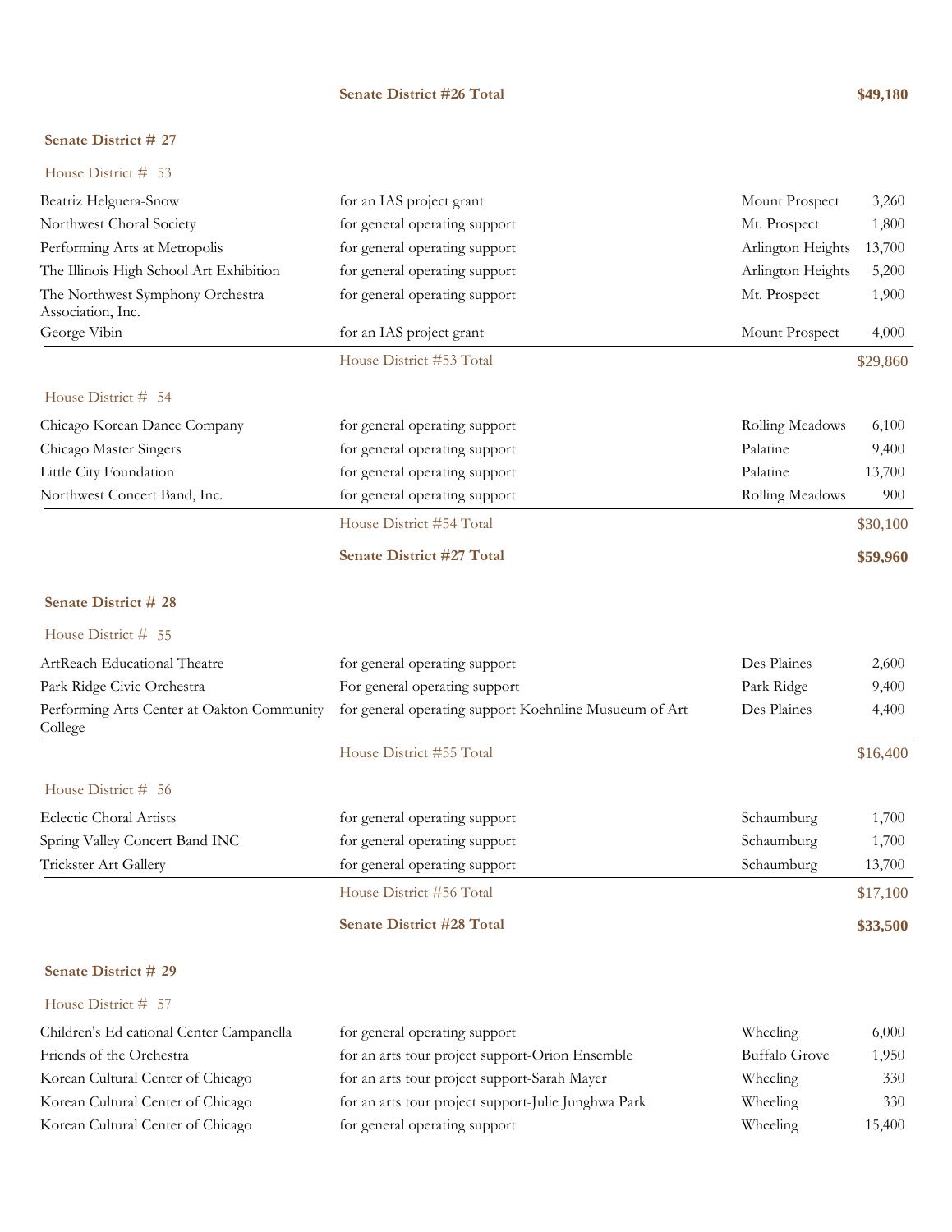**Senate District #26 Total** **$49,180**

## Senate District # 27

### House District # 53

| Grantee | Purpose | City | Amount |
|---|---|---|---|
| Beatriz Helguera-Snow | for an IAS project grant | Mount Prospect | 3,260 |
| Northwest Choral Society | for general operating support | Mt. Prospect | 1,800 |
| Performing Arts at Metropolis | for general operating support | Arlington Heights | 13,700 |
| The Illinois High School Art Exhibition | for general operating support | Arlington Heights | 5,200 |
| The Northwest Symphony Orchestra Association, Inc. | for general operating support | Mt. Prospect | 1,900 |
| George Vibin | for an IAS project grant | Mount Prospect | 4,000 |
| | House District #53 Total | | $29,860 |

### House District # 54

| Grantee | Purpose | City | Amount |
|---|---|---|---|
| Chicago Korean Dance Company | for general operating support | Rolling Meadows | 6,100 |
| Chicago Master Singers | for general operating support | Palatine | 9,400 |
| Little City Foundation | for general operating support | Palatine | 13,700 |
| Northwest Concert Band, Inc. | for general operating support | Rolling Meadows | 900 |
| | House District #54 Total | | $30,100 |

**Senate District #27 Total** **$59,960**

## Senate District # 28

### House District # 55

| Grantee | Purpose | City | Amount |
|---|---|---|---|
| ArtReach Educational Theatre | for general operating support | Des Plaines | 2,600 |
| Park Ridge Civic Orchestra | For general operating support | Park Ridge | 9,400 |
| Performing Arts Center at Oakton Community College | for general operating support Koehnline Musueum of Art | Des Plaines | 4,400 |
| | House District #55 Total | | $16,400 |

### House District # 56

| Grantee | Purpose | City | Amount |
|---|---|---|---|
| Eclectic Choral Artists | for general operating support | Schaumburg | 1,700 |
| Spring Valley Concert Band INC | for general operating support | Schaumburg | 1,700 |
| Trickster Art Gallery | for general operating support | Schaumburg | 13,700 |
| | House District #56 Total | | $17,100 |

**Senate District #28 Total** **$33,500**

## Senate District # 29

### House District # 57

| Grantee | Purpose | City | Amount |
|---|---|---|---|
| Children's Ed cational Center Campanella | for general operating support | Wheeling | 6,000 |
| Friends of the Orchestra | for an arts tour project support-Orion Ensemble | Buffalo Grove | 1,950 |
| Korean Cultural Center of Chicago | for an arts tour project support-Sarah Mayer | Wheeling | 330 |
| Korean Cultural Center of Chicago | for an arts tour project support-Julie Junghwa Park | Wheeling | 330 |
| Korean Cultural Center of Chicago | for general operating support | Wheeling | 15,400 |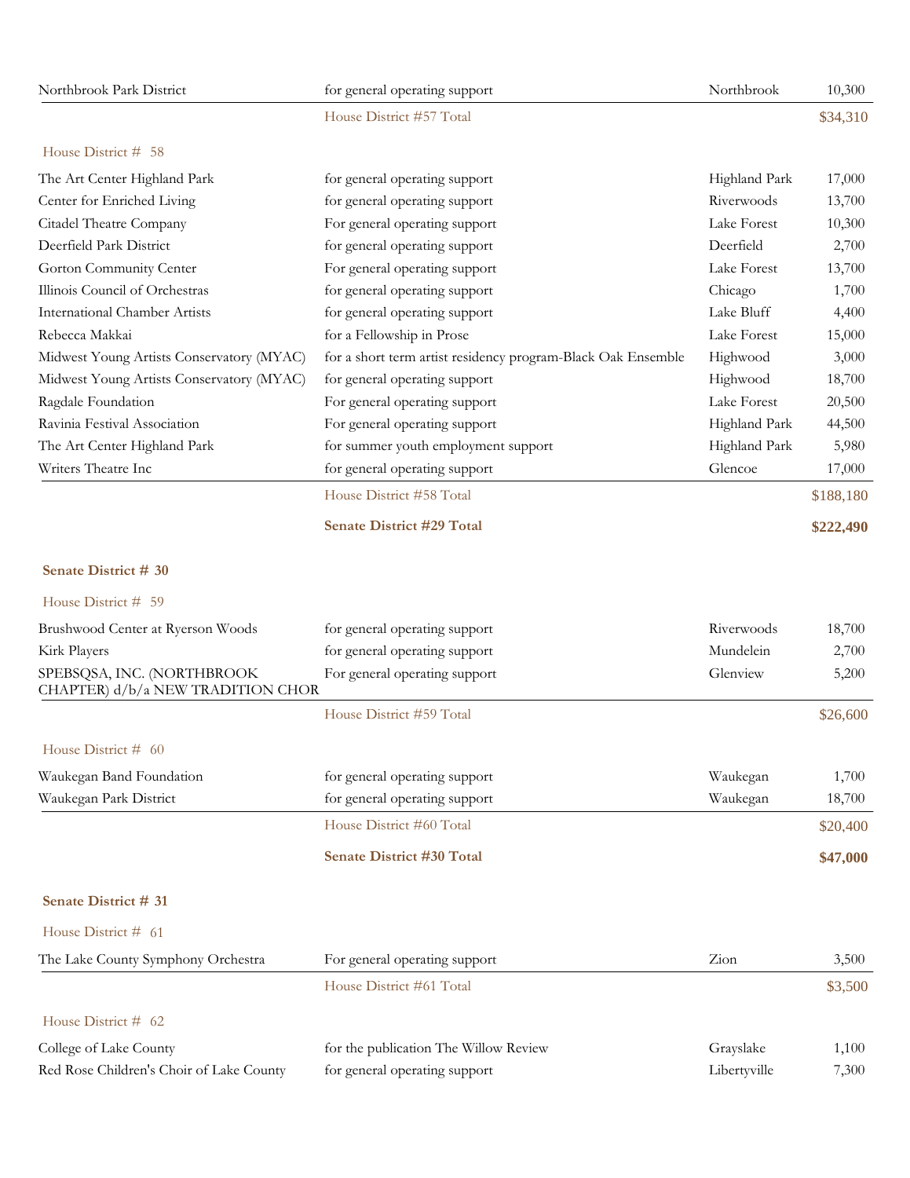| | | | |
|---|---|---|---|
| Northbrook Park District | for general operating support | Northbrook | 10,300 |
| | House District #57 Total | | $34,310 |

House District # 58

| | | | |
|---|---|---|---|
| The Art Center Highland Park | for general operating support | Highland Park | 17,000 |
| Center for Enriched Living | for general operating support | Riverwoods | 13,700 |
| Citadel Theatre Company | For general operating support | Lake Forest | 10,300 |
| Deerfield Park District | for general operating support | Deerfield | 2,700 |
| Gorton Community Center | For general operating support | Lake Forest | 13,700 |
| Illinois Council of Orchestras | for general operating support | Chicago | 1,700 |
| International Chamber Artists | for general operating support | Lake Bluff | 4,400 |
| Rebecca Makkai | for a Fellowship in Prose | Lake Forest | 15,000 |
| Midwest Young Artists Conservatory (MYAC) | for a short term artist residency program-Black Oak Ensemble | Highwood | 3,000 |
| Midwest Young Artists Conservatory (MYAC) | for general operating support | Highwood | 18,700 |
| Ragdale Foundation | For general operating support | Lake Forest | 20,500 |
| Ravinia Festival Association | For general operating support | Highland Park | 44,500 |
| The Art Center Highland Park | for summer youth employment support | Highland Park | 5,980 |
| Writers Theatre Inc | for general operating support | Glencoe | 17,000 |
| | House District #58 Total | | $188,180 |
| | **Senate District #29 Total** | | **$222,490** |

**Senate District # 30**

House District # 59

| | | | |
|---|---|---|---|
| Brushwood Center at Ryerson Woods | for general operating support | Riverwoods | 18,700 |
| Kirk Players | for general operating support | Mundelein | 2,700 |
| SPEBSQSA, INC. (NORTHBROOK CHAPTER) d/b/a NEW TRADITION CHOR | For general operating support | Glenview | 5,200 |
| | House District #59 Total | | $26,600 |

House District # 60

| | | | |
|---|---|---|---|
| Waukegan Band Foundation | for general operating support | Waukegan | 1,700 |
| Waukegan Park District | for general operating support | Waukegan | 18,700 |
| | House District #60 Total | | $20,400 |
| | **Senate District #30 Total** | | **$47,000** |

**Senate District # 31**

House District # 61

| | | | |
|---|---|---|---|
| The Lake County Symphony Orchestra | For general operating support | Zion | 3,500 |
| | House District #61 Total | | $3,500 |

House District # 62

| | | | |
|---|---|---|---|
| College of Lake County | for the publication The Willow Review | Grayslake | 1,100 |
| Red Rose Children's Choir of Lake County | for general operating support | Libertyville | 7,300 |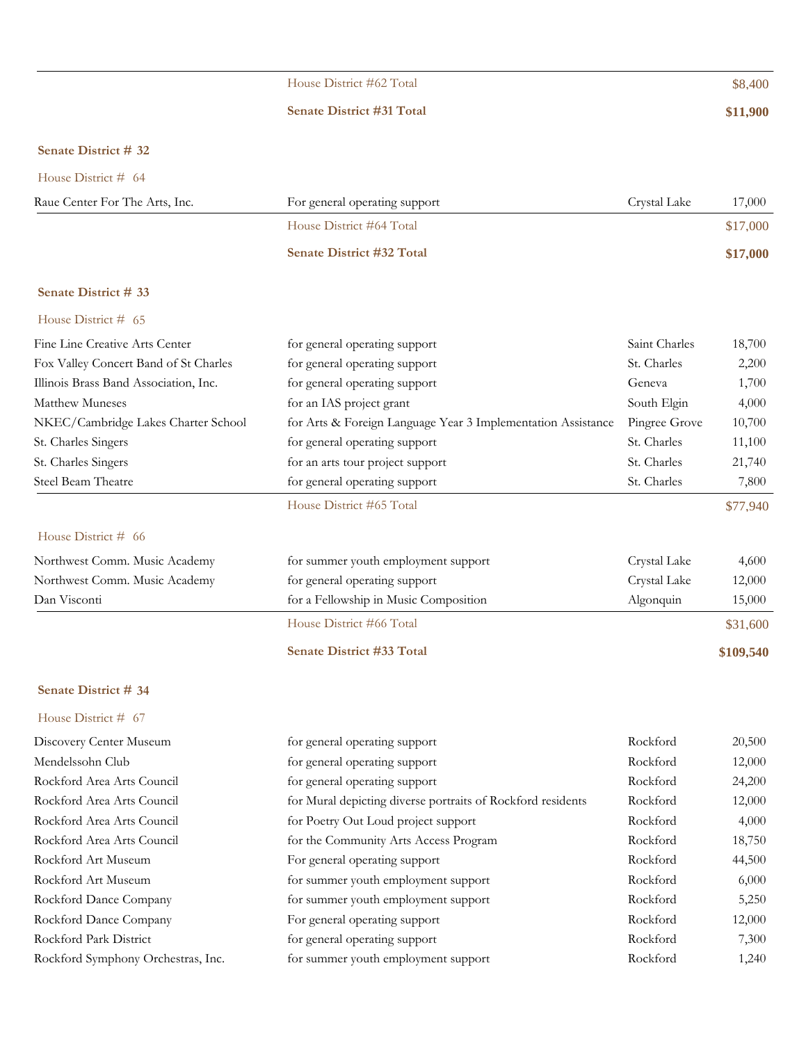| | | | |
|---|---|---|---|
| | House District #62 Total | | $8,400 |
| | **Senate District #31 Total** | | **$11,900** |

## Senate District # 32

### House District # 64

| | | | |
|---|---|---|---|
| Raue Center For The Arts, Inc. | For general operating support | Crystal Lake | 17,000 |
| | House District #64 Total | | $17,000 |
| | **Senate District #32 Total** | | **$17,000** |

## Senate District # 33

### House District # 65

| | | | |
|---|---|---|---|
| Fine Line Creative Arts Center | for general operating support | Saint Charles | 18,700 |
| Fox Valley Concert Band of St Charles | for general operating support | St. Charles | 2,200 |
| Illinois Brass Band Association, Inc. | for general operating support | Geneva | 1,700 |
| Matthew Muneses | for an IAS project grant | South Elgin | 4,000 |
| NKEC/Cambridge Lakes Charter School | for Arts & Foreign Language Year 3 Implementation Assistance | Pingree Grove | 10,700 |
| St. Charles Singers | for general operating support | St. Charles | 11,100 |
| St. Charles Singers | for an arts tour project support | St. Charles | 21,740 |
| Steel Beam Theatre | for general operating support | St. Charles | 7,800 |
| | House District #65 Total | | $77,940 |

### House District # 66

| | | | |
|---|---|---|---|
| Northwest Comm. Music Academy | for summer youth employment support | Crystal Lake | 4,600 |
| Northwest Comm. Music Academy | for general operating support | Crystal Lake | 12,000 |
| Dan Visconti | for a Fellowship in Music Composition | Algonquin | 15,000 |
| | House District #66 Total | | $31,600 |
| | **Senate District #33 Total** | | **$109,540** |

## Senate District # 34

### House District # 67

| | | | |
|---|---|---|---|
| Discovery Center Museum | for general operating support | Rockford | 20,500 |
| Mendelssohn Club | for general operating support | Rockford | 12,000 |
| Rockford Area Arts Council | for general operating support | Rockford | 24,200 |
| Rockford Area Arts Council | for Mural depicting diverse portraits of Rockford residents | Rockford | 12,000 |
| Rockford Area Arts Council | for Poetry Out Loud project support | Rockford | 4,000 |
| Rockford Area Arts Council | for the Community Arts Access Program | Rockford | 18,750 |
| Rockford Art Museum | For general operating support | Rockford | 44,500 |
| Rockford Art Museum | for summer youth employment support | Rockford | 6,000 |
| Rockford Dance Company | for summer youth employment support | Rockford | 5,250 |
| Rockford Dance Company | For general operating support | Rockford | 12,000 |
| Rockford Park District | for general operating support | Rockford | 7,300 |
| Rockford Symphony Orchestras, Inc. | for summer youth employment support | Rockford | 1,240 |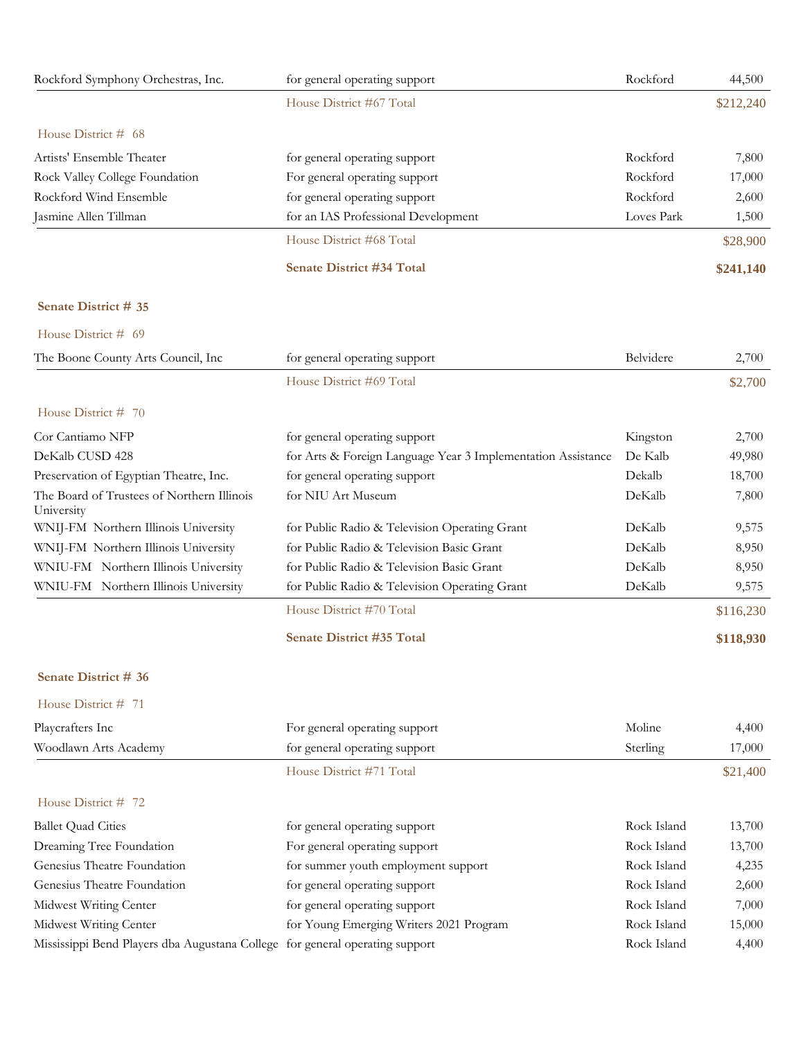| | | | |
|---|---|---|---|
| Rockford Symphony Orchestras, Inc. | for general operating support | Rockford | 44,500 |
| | House District #67 Total | | $212,240 |

House District # 68

| | | | |
|---|---|---|---|
| Artists' Ensemble Theater | for general operating support | Rockford | 7,800 |
| Rock Valley College Foundation | For general operating support | Rockford | 17,000 |
| Rockford Wind Ensemble | for general operating support | Rockford | 2,600 |
| Jasmine Allen Tillman | for an IAS Professional Development | Loves Park | 1,500 |
| | House District #68 Total | | $28,900 |
| | **Senate District #34 Total** | | **$241,140** |

**Senate District # 35**

House District # 69

| | | | |
|---|---|---|---|
| The Boone County Arts Council, Inc | for general operating support | Belvidere | 2,700 |
| | House District #69 Total | | $2,700 |

House District # 70

| | | | |
|---|---|---|---|
| Cor Cantiamo NFP | for general operating support | Kingston | 2,700 |
| DeKalb CUSD 428 | for Arts & Foreign Language Year 3 Implementation Assistance | De Kalb | 49,980 |
| Preservation of Egyptian Theatre, Inc. | for general operating support | Dekalb | 18,700 |
| The Board of Trustees of Northern Illinois University | for NIU Art Museum | DeKalb | 7,800 |
| WNIJ-FM Northern Illinois University | for Public Radio & Television Operating Grant | DeKalb | 9,575 |
| WNIJ-FM Northern Illinois University | for Public Radio & Television Basic Grant | DeKalb | 8,950 |
| WNIU-FM Northern Illinois University | for Public Radio & Television Basic Grant | DeKalb | 8,950 |
| WNIU-FM Northern Illinois University | for Public Radio & Television Operating Grant | DeKalb | 9,575 |
| | House District #70 Total | | $116,230 |
| | **Senate District #35 Total** | | **$118,930** |

**Senate District # 36**

House District # 71

| | | | |
|---|---|---|---|
| Playcrafters Inc | For general operating support | Moline | 4,400 |
| Woodlawn Arts Academy | for general operating support | Sterling | 17,000 |
| | House District #71 Total | | $21,400 |

House District # 72

| | | | |
|---|---|---|---|
| Ballet Quad Cities | for general operating support | Rock Island | 13,700 |
| Dreaming Tree Foundation | For general operating support | Rock Island | 13,700 |
| Genesius Theatre Foundation | for summer youth employment support | Rock Island | 4,235 |
| Genesius Theatre Foundation | for general operating support | Rock Island | 2,600 |
| Midwest Writing Center | for general operating support | Rock Island | 7,000 |
| Midwest Writing Center | for Young Emerging Writers 2021 Program | Rock Island | 15,000 |
| Mississippi Bend Players dba Augustana College | for general operating support | Rock Island | 4,400 |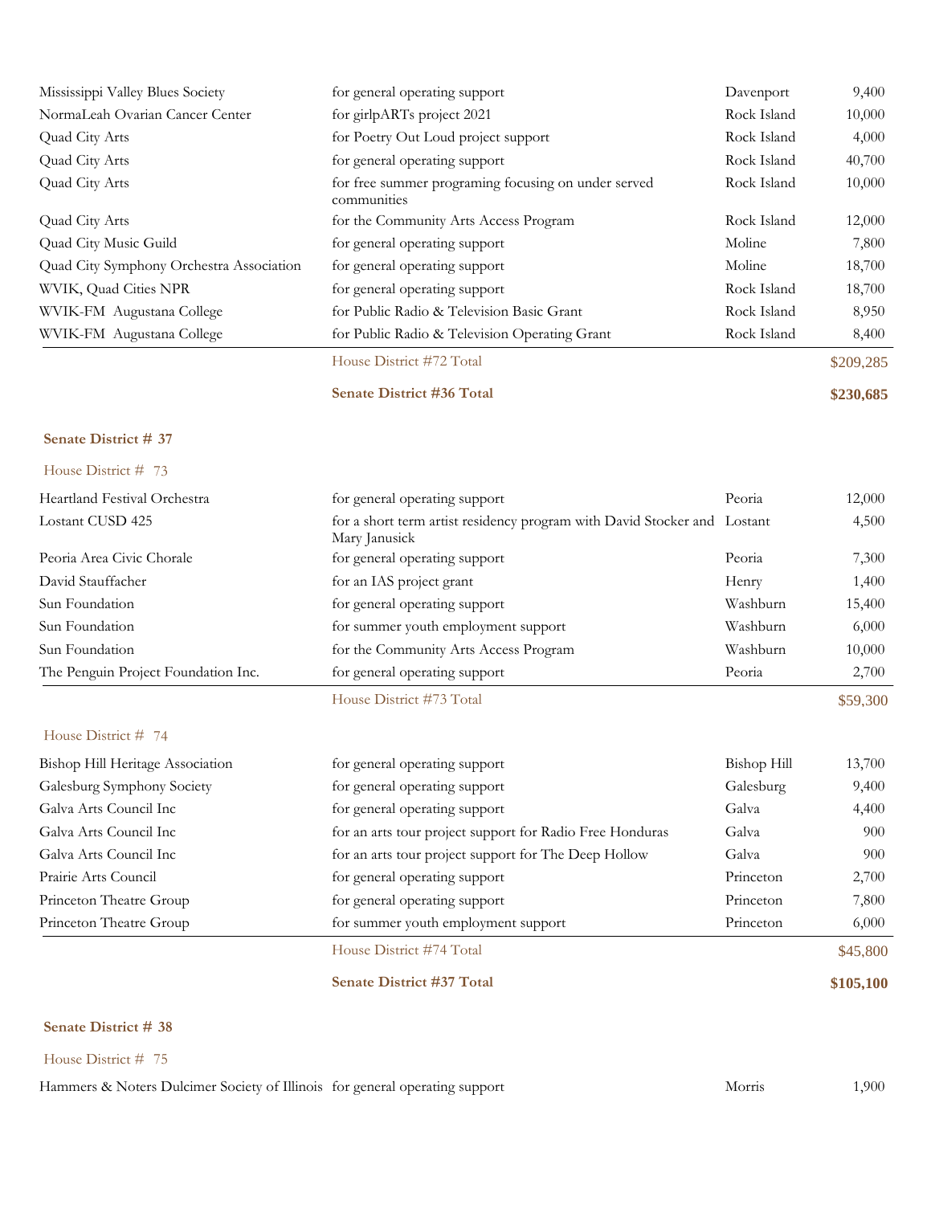| | | | |
|---|---|---|---|
| Mississippi Valley Blues Society | for general operating support | Davenport | 9,400 |
| NormaLeah Ovarian Cancer Center | for girlpARTs project 2021 | Rock Island | 10,000 |
| Quad City Arts | for Poetry Out Loud project support | Rock Island | 4,000 |
| Quad City Arts | for general operating support | Rock Island | 40,700 |
| Quad City Arts | for free summer programing focusing on under served communities | Rock Island | 10,000 |
| Quad City Arts | for the Community Arts Access Program | Rock Island | 12,000 |
| Quad City Music Guild | for general operating support | Moline | 7,800 |
| Quad City Symphony Orchestra Association | for general operating support | Moline | 18,700 |
| WVIK, Quad Cities NPR | for general operating support | Rock Island | 18,700 |
| WVIK-FM Augustana College | for Public Radio & Television Basic Grant | Rock Island | 8,950 |
| WVIK-FM Augustana College | for Public Radio & Television Operating Grant | Rock Island | 8,400 |
| | House District #72 Total | | $209,285 |
| | **Senate District #36 Total** | | **$230,685** |

**Senate District # 37**

House District # 73

| | | | |
|---|---|---|---|
| Heartland Festival Orchestra | for general operating support | Peoria | 12,000 |
| Lostant CUSD 425 | for a short term artist residency program with David Stocker and Mary Janusick | Lostant | 4,500 |
| Peoria Area Civic Chorale | for general operating support | Peoria | 7,300 |
| David Stauffacher | for an IAS project grant | Henry | 1,400 |
| Sun Foundation | for general operating support | Washburn | 15,400 |
| Sun Foundation | for summer youth employment support | Washburn | 6,000 |
| Sun Foundation | for the Community Arts Access Program | Washburn | 10,000 |
| The Penguin Project Foundation Inc. | for general operating support | Peoria | 2,700 |
| | House District #73 Total | | $59,300 |

House District # 74

| | | | |
|---|---|---|---|
| Bishop Hill Heritage Association | for general operating support | Bishop Hill | 13,700 |
| Galesburg Symphony Society | for general operating support | Galesburg | 9,400 |
| Galva Arts Council Inc | for general operating support | Galva | 4,400 |
| Galva Arts Council Inc | for an arts tour project support for Radio Free Honduras | Galva | 900 |
| Galva Arts Council Inc | for an arts tour project support for The Deep Hollow | Galva | 900 |
| Prairie Arts Council | for general operating support | Princeton | 2,700 |
| Princeton Theatre Group | for general operating support | Princeton | 7,800 |
| Princeton Theatre Group | for summer youth employment support | Princeton | 6,000 |
| | House District #74 Total | | $45,800 |
| | **Senate District #37 Total** | | **$105,100** |

**Senate District # 38**

House District # 75

| | | | |
|---|---|---|---|
| Hammers & Noters Dulcimer Society of Illinois | for general operating support | Morris | 1,900 |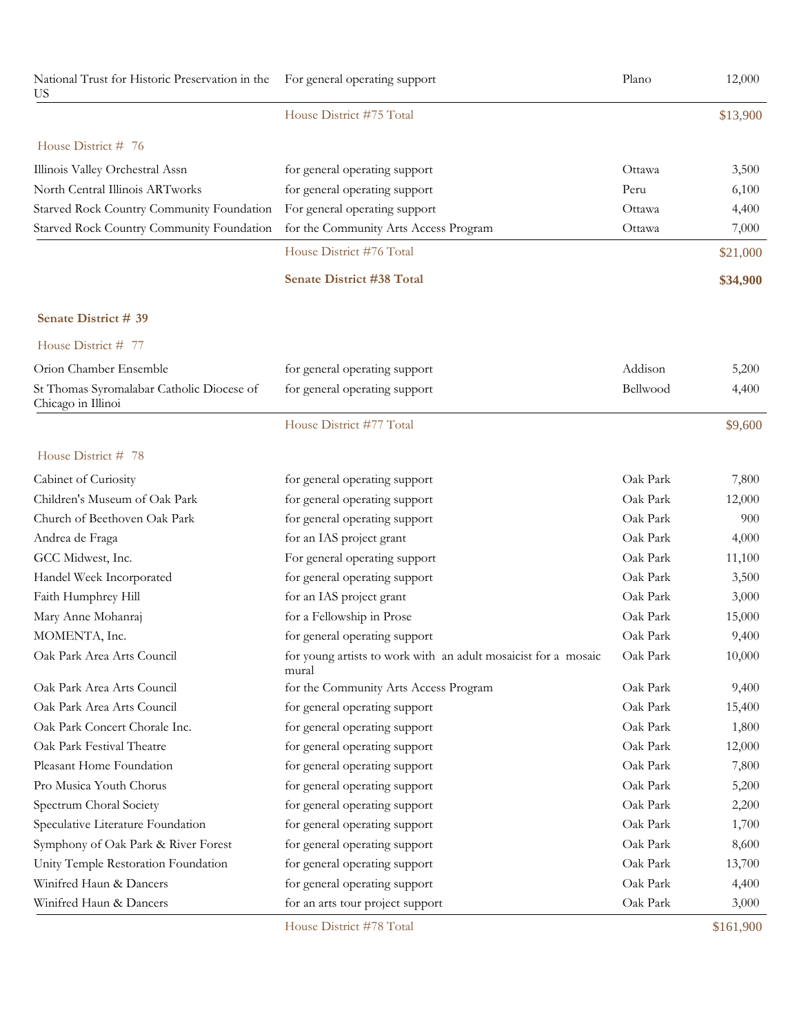| | | | |
|---|---|---|---|
| National Trust for Historic Preservation in the US | For general operating support | Plano | 12,000 |
| | House District #75 Total | | $13,900 |

House District # 76

| | | | |
|---|---|---|---|
| Illinois Valley Orchestral Assn | for general operating support | Ottawa | 3,500 |
| North Central Illinois ARTworks | for general operating support | Peru | 6,100 |
| Starved Rock Country Community Foundation | For general operating support | Ottawa | 4,400 |
| Starved Rock Country Community Foundation | for the Community Arts Access Program | Ottawa | 7,000 |
| | House District #76 Total | | $21,000 |
| | **Senate District #38 Total** | | **$34,900** |

**Senate District # 39**

House District # 77

| | | | |
|---|---|---|---|
| Orion Chamber Ensemble | for general operating support | Addison | 5,200 |
| St Thomas Syromalabar Catholic Diocese of Chicago in Illinoi | for general operating support | Bellwood | 4,400 |
| | House District #77 Total | | $9,600 |

House District # 78

| | | | |
|---|---|---|---|
| Cabinet of Curiosity | for general operating support | Oak Park | 7,800 |
| Children's Museum of Oak Park | for general operating support | Oak Park | 12,000 |
| Church of Beethoven Oak Park | for general operating support | Oak Park | 900 |
| Andrea de Fraga | for an IAS project grant | Oak Park | 4,000 |
| GCC Midwest, Inc. | For general operating support | Oak Park | 11,100 |
| Handel Week Incorporated | for general operating support | Oak Park | 3,500 |
| Faith Humphrey Hill | for an IAS project grant | Oak Park | 3,000 |
| Mary Anne Mohanraj | for a Fellowship in Prose | Oak Park | 15,000 |
| MOMENTA, Inc. | for general operating support | Oak Park | 9,400 |
| Oak Park Area Arts Council | for young artists to work with an adult mosaicist for a mosaic mural | Oak Park | 10,000 |
| Oak Park Area Arts Council | for the Community Arts Access Program | Oak Park | 9,400 |
| Oak Park Area Arts Council | for general operating support | Oak Park | 15,400 |
| Oak Park Concert Chorale Inc. | for general operating support | Oak Park | 1,800 |
| Oak Park Festival Theatre | for general operating support | Oak Park | 12,000 |
| Pleasant Home Foundation | for general operating support | Oak Park | 7,800 |
| Pro Musica Youth Chorus | for general operating support | Oak Park | 5,200 |
| Spectrum Choral Society | for general operating support | Oak Park | 2,200 |
| Speculative Literature Foundation | for general operating support | Oak Park | 1,700 |
| Symphony of Oak Park & River Forest | for general operating support | Oak Park | 8,600 |
| Unity Temple Restoration Foundation | for general operating support | Oak Park | 13,700 |
| Winifred Haun & Dancers | for general operating support | Oak Park | 4,400 |
| Winifred Haun & Dancers | for an arts tour project support | Oak Park | 3,000 |
| | House District #78 Total | | $161,900 |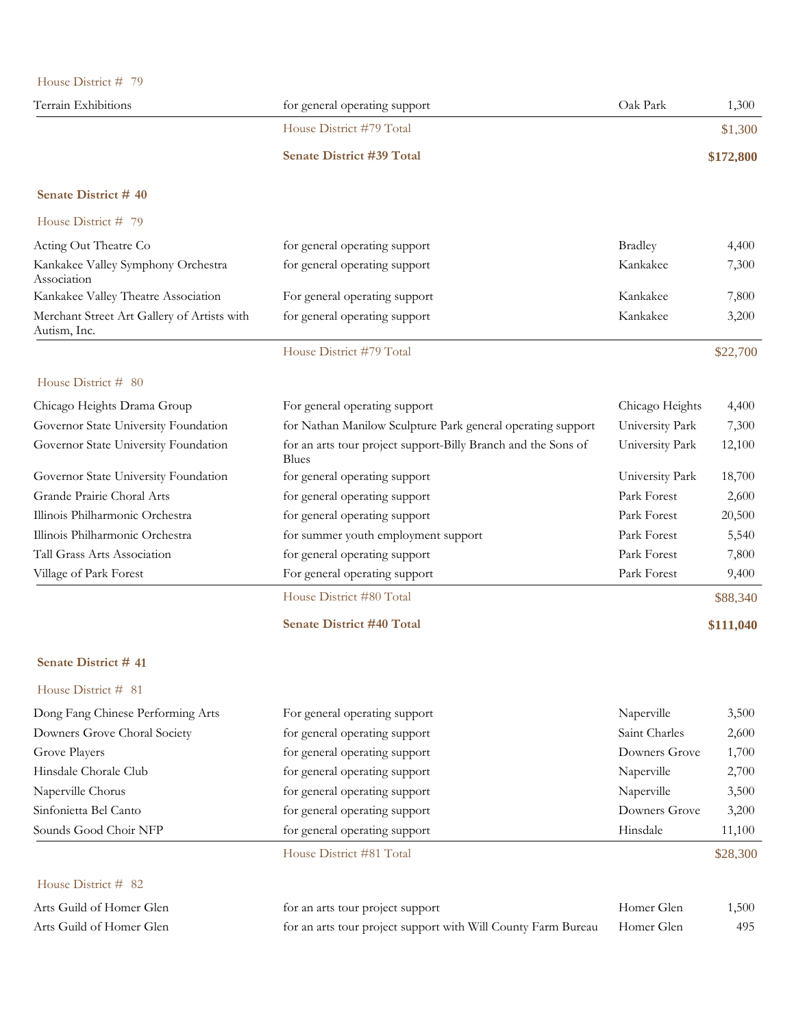House District # 79

| | | | |
|---|---|---|---|
| Terrain Exhibitions | for general operating support | Oak Park | 1,300 |
| | House District #79 Total | | $1,300 |
| | **Senate District #39 Total** | | **$172,800** |

**Senate District # 40**

House District # 79

| | | | |
|---|---|---|---|
| Acting Out Theatre Co | for general operating support | Bradley | 4,400 |
| Kankakee Valley Symphony Orchestra Association | for general operating support | Kankakee | 7,300 |
| Kankakee Valley Theatre Association | For general operating support | Kankakee | 7,800 |
| Merchant Street Art Gallery of Artists with Autism, Inc. | for general operating support | Kankakee | 3,200 |
| | House District #79 Total | | $22,700 |

House District # 80

| | | | |
|---|---|---|---|
| Chicago Heights Drama Group | For general operating support | Chicago Heights | 4,400 |
| Governor State University Foundation | for Nathan Manilow Sculpture Park general operating support | University Park | 7,300 |
| Governor State University Foundation | for an arts tour project support-Billy Branch and the Sons of Blues | University Park | 12,100 |
| Governor State University Foundation | for general operating support | University Park | 18,700 |
| Grande Prairie Choral Arts | for general operating support | Park Forest | 2,600 |
| Illinois Philharmonic Orchestra | for general operating support | Park Forest | 20,500 |
| Illinois Philharmonic Orchestra | for summer youth employment support | Park Forest | 5,540 |
| Tall Grass Arts Association | for general operating support | Park Forest | 7,800 |
| Village of Park Forest | For general operating support | Park Forest | 9,400 |
| | House District #80 Total | | $88,340 |
| | **Senate District #40 Total** | | **$111,040** |

**Senate District # 41**

House District # 81

| | | | |
|---|---|---|---|
| Dong Fang Chinese Performing Arts | For general operating support | Naperville | 3,500 |
| Downers Grove Choral Society | for general operating support | Saint Charles | 2,600 |
| Grove Players | for general operating support | Downers Grove | 1,700 |
| Hinsdale Chorale Club | for general operating support | Naperville | 2,700 |
| Naperville Chorus | for general operating support | Naperville | 3,500 |
| Sinfonietta Bel Canto | for general operating support | Downers Grove | 3,200 |
| Sounds Good Choir NFP | for general operating support | Hinsdale | 11,100 |
| | House District #81 Total | | $28,300 |

House District # 82

| | | | |
|---|---|---|---|
| Arts Guild of Homer Glen | for an arts tour project support | Homer Glen | 1,500 |
| Arts Guild of Homer Glen | for an arts tour project support with Will County Farm Bureau | Homer Glen | 495 |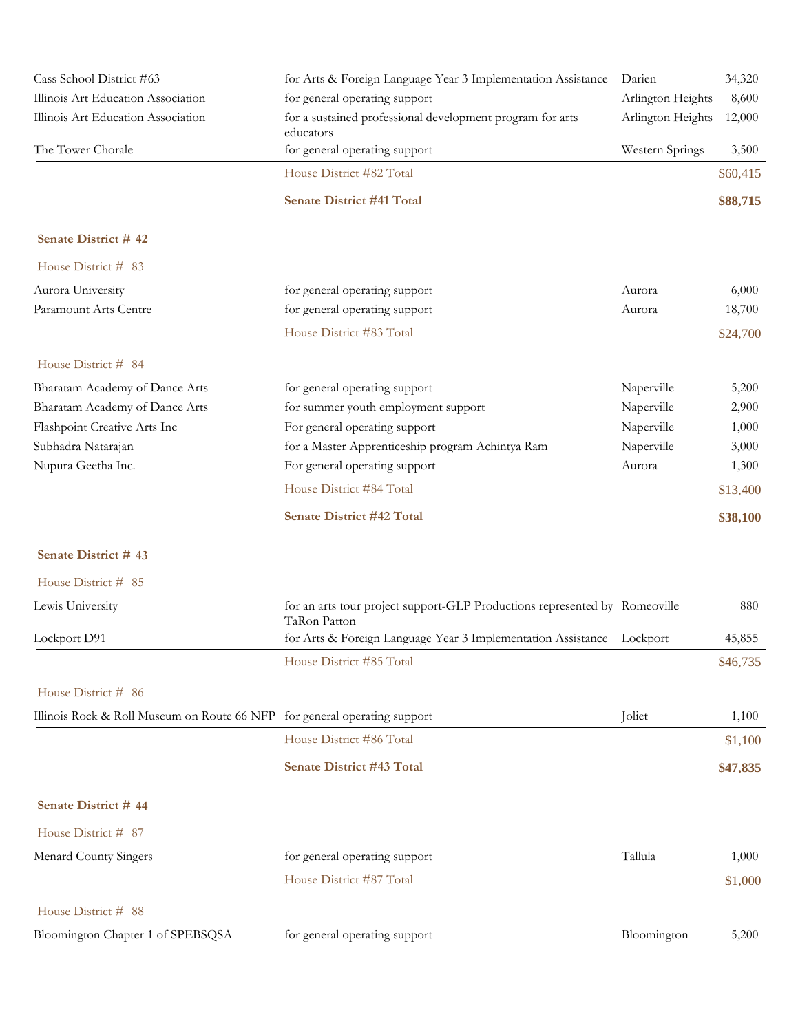| | | | |
|---|---|---|---|
| Cass School District #63 | for Arts & Foreign Language Year 3 Implementation Assistance | Darien | 34,320 |
| Illinois Art Education Association | for general operating support | Arlington Heights | 8,600 |
| Illinois Art Education Association | for a sustained professional development program for arts educators | Arlington Heights | 12,000 |
| The Tower Chorale | for general operating support | Western Springs | 3,500 |
| | House District #82 Total | | $60,415 |
| | **Senate District #41 Total** | | **$88,715** |

## Senate District # 42

### House District # 83

| | | | |
|---|---|---|---|
| Aurora University | for general operating support | Aurora | 6,000 |
| Paramount Arts Centre | for general operating support | Aurora | 18,700 |
| | House District #83 Total | | $24,700 |

### House District # 84

| | | | |
|---|---|---|---|
| Bharatam Academy of Dance Arts | for general operating support | Naperville | 5,200 |
| Bharatam Academy of Dance Arts | for summer youth employment support | Naperville | 2,900 |
| Flashpoint Creative Arts Inc | For general operating support | Naperville | 1,000 |
| Subhadra Natarajan | for a Master Apprenticeship program Achintya Ram | Naperville | 3,000 |
| Nupura Geetha Inc. | For general operating support | Aurora | 1,300 |
| | House District #84 Total | | $13,400 |
| | **Senate District #42 Total** | | **$38,100** |

## Senate District # 43

### House District # 85

| | | | |
|---|---|---|---|
| Lewis University | for an arts tour project support-GLP Productions represented by TaRon Patton | Romeoville | 880 |
| Lockport D91 | for Arts & Foreign Language Year 3 Implementation Assistance | Lockport | 45,855 |
| | House District #85 Total | | $46,735 |

### House District # 86

| | | | |
|---|---|---|---|
| Illinois Rock & Roll Museum on Route 66 NFP | for general operating support | Joliet | 1,100 |
| | House District #86 Total | | $1,100 |
| | **Senate District #43 Total** | | **$47,835** |

## Senate District # 44

### House District # 87

| | | | |
|---|---|---|---|
| Menard County Singers | for general operating support | Tallula | 1,000 |
| | House District #87 Total | | $1,000 |

### House District # 88

| | | | |
|---|---|---|---|
| Bloomington Chapter 1 of SPEBSQSA | for general operating support | Bloomington | 5,200 |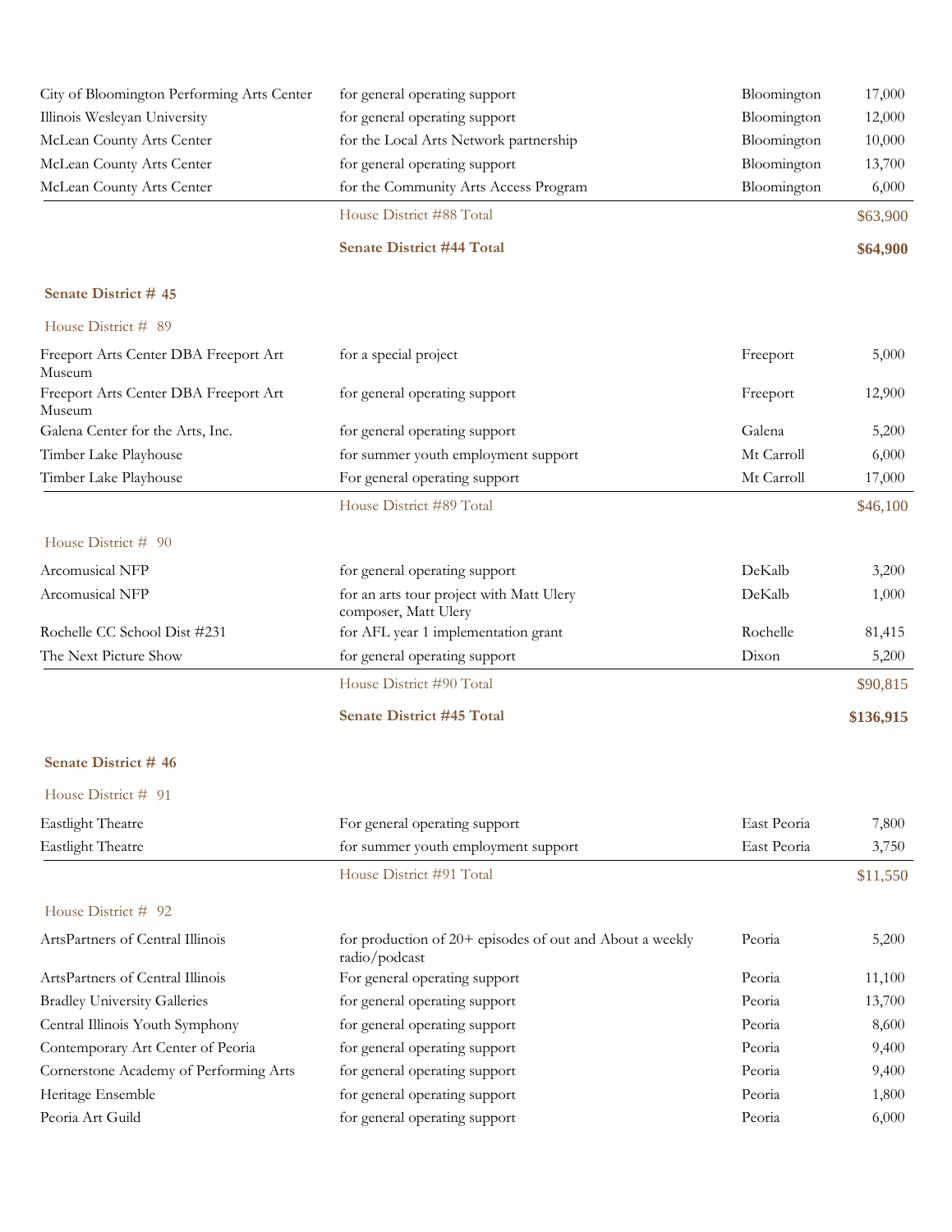| | | | |
|---|---|---|---|
| City of Bloomington Performing Arts Center | for general operating support | Bloomington | 17,000 |
| Illinois Wesleyan University | for general operating support | Bloomington | 12,000 |
| McLean County Arts Center | for the Local Arts Network partnership | Bloomington | 10,000 |
| McLean County Arts Center | for general operating support | Bloomington | 13,700 |
| McLean County Arts Center | for the Community Arts Access Program | Bloomington | 6,000 |
| | House District #88 Total | | $63,900 |
| | **Senate District #44 Total** | | **$64,900** |

**Senate District # 45**

House District # 89

| | | | |
|---|---|---|---|
| Freeport Arts Center DBA Freeport Art Museum | for a special project | Freeport | 5,000 |
| Freeport Arts Center DBA Freeport Art Museum | for general operating support | Freeport | 12,900 |
| Galena Center for the Arts, Inc. | for general operating support | Galena | 5,200 |
| Timber Lake Playhouse | for summer youth employment support | Mt Carroll | 6,000 |
| Timber Lake Playhouse | For general operating support | Mt Carroll | 17,000 |
| | House District #89 Total | | $46,100 |

House District # 90

| | | | |
|---|---|---|---|
| Arcomusical NFP | for general operating support | DeKalb | 3,200 |
| Arcomusical NFP | for an arts tour project with Matt Ulery composer, Matt Ulery | DeKalb | 1,000 |
| Rochelle CC School Dist #231 | for AFL year 1 implementation grant | Rochelle | 81,415 |
| The Next Picture Show | for general operating support | Dixon | 5,200 |
| | House District #90 Total | | $90,815 |
| | **Senate District #45 Total** | | **$136,915** |

**Senate District # 46**

House District # 91

| | | | |
|---|---|---|---|
| Eastlight Theatre | For general operating support | East Peoria | 7,800 |
| Eastlight Theatre | for summer youth employment support | East Peoria | 3,750 |
| | House District #91 Total | | $11,550 |

House District # 92

| | | | |
|---|---|---|---|
| ArtsPartners of Central Illinois | for production of 20+ episodes of out and About a weekly radio/podcast | Peoria | 5,200 |
| ArtsPartners of Central Illinois | For general operating support | Peoria | 11,100 |
| Bradley University Galleries | for general operating support | Peoria | 13,700 |
| Central Illinois Youth Symphony | for general operating support | Peoria | 8,600 |
| Contemporary Art Center of Peoria | for general operating support | Peoria | 9,400 |
| Cornerstone Academy of Performing Arts | for general operating support | Peoria | 9,400 |
| Heritage Ensemble | for general operating support | Peoria | 1,800 |
| Peoria Art Guild | for general operating support | Peoria | 6,000 |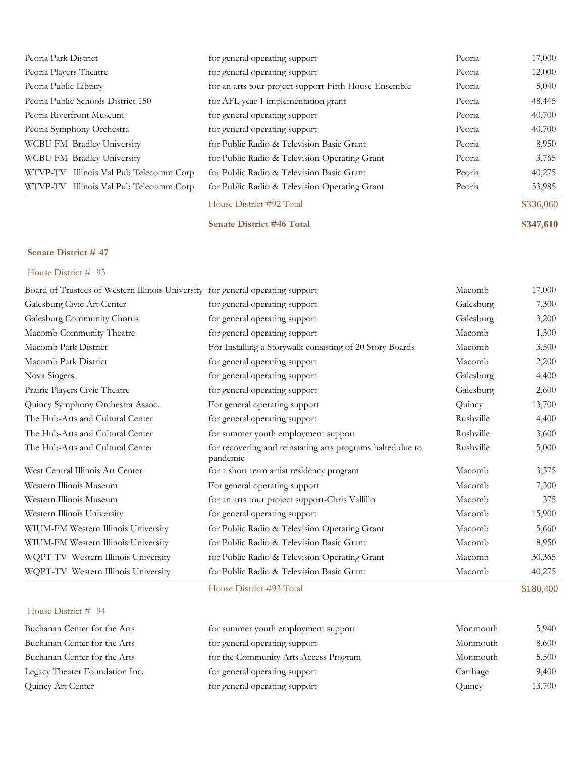| | | | |
|---|---|---|---|
| Peoria Park District | for general operating support | Peoria | 17,000 |
| Peoria Players Theatre | for general operating support | Peoria | 12,000 |
| Peoria Public Library | for an arts tour project support-Fifth House Ensemble | Peoria | 5,040 |
| Peoria Public Schools District 150 | for AFL year 1 implementation grant | Peoria | 48,445 |
| Peoria Riverfront Museum | for general operating support | Peoria | 40,700 |
| Peoria Symphony Orchestra | for general operating support | Peoria | 40,700 |
| WCBU FM Bradley University | for Public Radio & Television Basic Grant | Peoria | 8,950 |
| WCBU FM Bradley University | for Public Radio & Television Operating Grant | Peoria | 3,765 |
| WTVP-TV Illinois Val Pub Telecomm Corp | for Public Radio & Television Basic Grant | Peoria | 40,275 |
| WTVP-TV Illinois Val Pub Telecomm Corp | for Public Radio & Television Operating Grant | Peoria | 53,985 |
| | House District #92 Total | | $336,060 |
| | **Senate District #46 Total** | | **$347,610** |

**Senate District # 47**

House District # 93

| | | | |
|---|---|---|---|
| Board of Trustees of Western Illinois University | for general operating support | Macomb | 17,000 |
| Galesburg Civic Art Center | for general operating support | Galesburg | 7,300 |
| Galesburg Community Chorus | for general operating support | Galesburg | 3,200 |
| Macomb Community Theatre | for general operating support | Macomb | 1,300 |
| Macomb Park District | For Installing a Storywalk consisting of 20 Story Boards | Macomb | 3,500 |
| Macomb Park District | for general operating support | Macomb | 2,200 |
| Nova Singers | for general operating support | Galesburg | 4,400 |
| Prairie Players Civic Theatre | for general operating support | Galesburg | 2,600 |
| Quincy Symphony Orchestra Assoc. | For general operating support | Quincy | 13,700 |
| The Hub-Arts and Cultural Center | for general operating support | Rushville | 4,400 |
| The Hub-Arts and Cultural Center | for summer youth employment support | Rushville | 3,600 |
| The Hub-Arts and Cultural Center | for recovering and reinstating arts programs halted due to pandemic | Rushville | 5,000 |
| West Central Illinois Art Center | for a short term artist residency program | Macomb | 3,375 |
| Western Illinois Museum | For general operating support | Macomb | 7,300 |
| Western Illinois Museum | for an arts tour project support-Chris Vallillo | Macomb | 375 |
| Western Illinois University | for general operating support | Macomb | 15,900 |
| WIUM-FM Western Illinois University | for Public Radio & Television Operating Grant | Macomb | 5,660 |
| WIUM-FM Western Illinois University | for Public Radio & Television Basic Grant | Macomb | 8,950 |
| WQPT-TV Western Illinois University | for Public Radio & Television Operating Grant | Macomb | 30,365 |
| WQPT-TV Western Illinois University | for Public Radio & Television Basic Grant | Macomb | 40,275 |
| | House District #93 Total | | $180,400 |

House District # 94

| | | | |
|---|---|---|---|
| Buchanan Center for the Arts | for summer youth employment support | Monmouth | 5,940 |
| Buchanan Center for the Arts | for general operating support | Monmouth | 8,600 |
| Buchanan Center for the Arts | for the Community Arts Access Program | Monmouth | 5,500 |
| Legacy Theater Foundation Inc. | for general operating support | Carthage | 9,400 |
| Quincy Art Center | for general operating support | Quincy | 13,700 |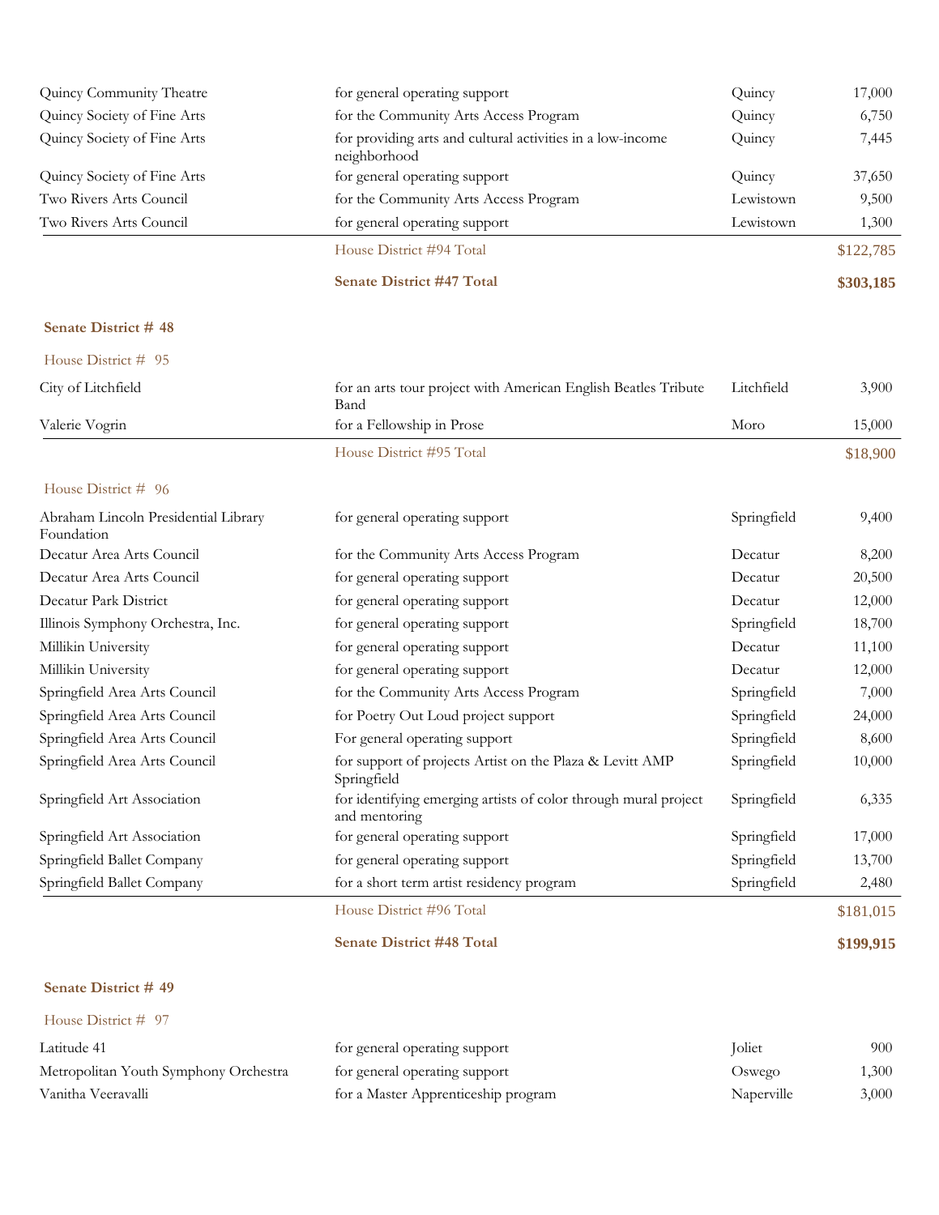| | | | |
|---|---|---|---|
| Quincy Community Theatre | for general operating support | Quincy | 17,000 |
| Quincy Society of Fine Arts | for the Community Arts Access Program | Quincy | 6,750 |
| Quincy Society of Fine Arts | for providing arts and cultural activities in a low-income neighborhood | Quincy | 7,445 |
| Quincy Society of Fine Arts | for general operating support | Quincy | 37,650 |
| Two Rivers Arts Council | for the Community Arts Access Program | Lewistown | 9,500 |
| Two Rivers Arts Council | for general operating support | Lewistown | 1,300 |
| | House District #94 Total | | $122,785 |
| | **Senate District #47 Total** | | **$303,185** |

**Senate District # 48**

House District # 95

| | | | |
|---|---|---|---|
| City of Litchfield | for an arts tour project with American English Beatles Tribute Band | Litchfield | 3,900 |
| Valerie Vogrin | for a Fellowship in Prose | Moro | 15,000 |
| | House District #95 Total | | $18,900 |

House District # 96

| | | | |
|---|---|---|---|
| Abraham Lincoln Presidential Library Foundation | for general operating support | Springfield | 9,400 |
| Decatur Area Arts Council | for the Community Arts Access Program | Decatur | 8,200 |
| Decatur Area Arts Council | for general operating support | Decatur | 20,500 |
| Decatur Park District | for general operating support | Decatur | 12,000 |
| Illinois Symphony Orchestra, Inc. | for general operating support | Springfield | 18,700 |
| Millikin University | for general operating support | Decatur | 11,100 |
| Millikin University | for general operating support | Decatur | 12,000 |
| Springfield Area Arts Council | for the Community Arts Access Program | Springfield | 7,000 |
| Springfield Area Arts Council | for Poetry Out Loud project support | Springfield | 24,000 |
| Springfield Area Arts Council | For general operating support | Springfield | 8,600 |
| Springfield Area Arts Council | for support of projects Artist on the Plaza & Levitt AMP Springfield | Springfield | 10,000 |
| Springfield Art Association | for identifying emerging artists of color through mural project and mentoring | Springfield | 6,335 |
| Springfield Art Association | for general operating support | Springfield | 17,000 |
| Springfield Ballet Company | for general operating support | Springfield | 13,700 |
| Springfield Ballet Company | for a short term artist residency program | Springfield | 2,480 |
| | House District #96 Total | | $181,015 |
| | **Senate District #48 Total** | | **$199,915** |

**Senate District # 49**

House District # 97

| | | | |
|---|---|---|---|
| Latitude 41 | for general operating support | Joliet | 900 |
| Metropolitan Youth Symphony Orchestra | for general operating support | Oswego | 1,300 |
| Vanitha Veeravalli | for a Master Apprenticeship program | Naperville | 3,000 |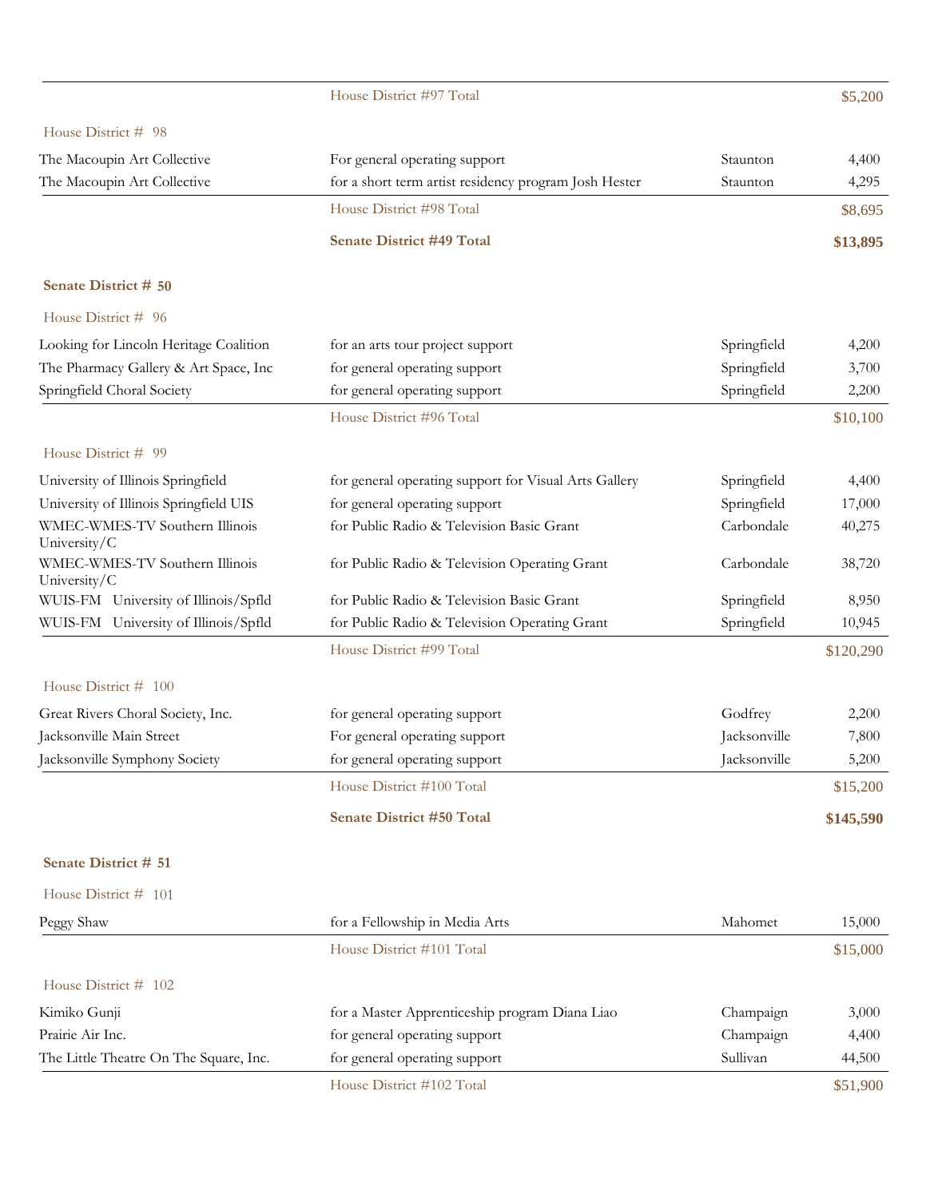| | | | |
|---|---|---|---|
| | House District #97 Total | | $5,200 |

House District # 98

| | | | |
|---|---|---|---|
| The Macoupin Art Collective | For general operating support | Staunton | 4,400 |
| The Macoupin Art Collective | for a short term artist residency program Josh Hester | Staunton | 4,295 |
| | House District #98 Total | | $8,695 |
| | **Senate District #49 Total** | | **$13,895** |

**Senate District # 50**

House District # 96

| | | | |
|---|---|---|---|
| Looking for Lincoln Heritage Coalition | for an arts tour project support | Springfield | 4,200 |
| The Pharmacy Gallery & Art Space, Inc | for general operating support | Springfield | 3,700 |
| Springfield Choral Society | for general operating support | Springfield | 2,200 |
| | House District #96 Total | | $10,100 |

House District # 99

| | | | |
|---|---|---|---|
| University of Illinois Springfield | for general operating support for Visual Arts Gallery | Springfield | 4,400 |
| University of Illinois Springfield UIS | for general operating support | Springfield | 17,000 |
| WMEC-WMES-TV Southern Illinois University/C | for Public Radio & Television Basic Grant | Carbondale | 40,275 |
| WMEC-WMES-TV Southern Illinois University/C | for Public Radio & Television Operating Grant | Carbondale | 38,720 |
| WUIS-FM University of Illinois/Spfld | for Public Radio & Television Basic Grant | Springfield | 8,950 |
| WUIS-FM University of Illinois/Spfld | for Public Radio & Television Operating Grant | Springfield | 10,945 |
| | House District #99 Total | | $120,290 |

House District # 100

| | | | |
|---|---|---|---|
| Great Rivers Choral Society, Inc. | for general operating support | Godfrey | 2,200 |
| Jacksonville Main Street | For general operating support | Jacksonville | 7,800 |
| Jacksonville Symphony Society | for general operating support | Jacksonville | 5,200 |
| | House District #100 Total | | $15,200 |
| | **Senate District #50 Total** | | **$145,590** |

**Senate District # 51**

House District # 101

| | | | |
|---|---|---|---|
| Peggy Shaw | for a Fellowship in Media Arts | Mahomet | 15,000 |
| | House District #101 Total | | $15,000 |

House District # 102

| | | | |
|---|---|---|---|
| Kimiko Gunji | for a Master Apprenticeship program Diana Liao | Champaign | 3,000 |
| Prairie Air Inc. | for general operating support | Champaign | 4,400 |
| The Little Theatre On The Square, Inc. | for general operating support | Sullivan | 44,500 |
| | House District #102 Total | | $51,900 |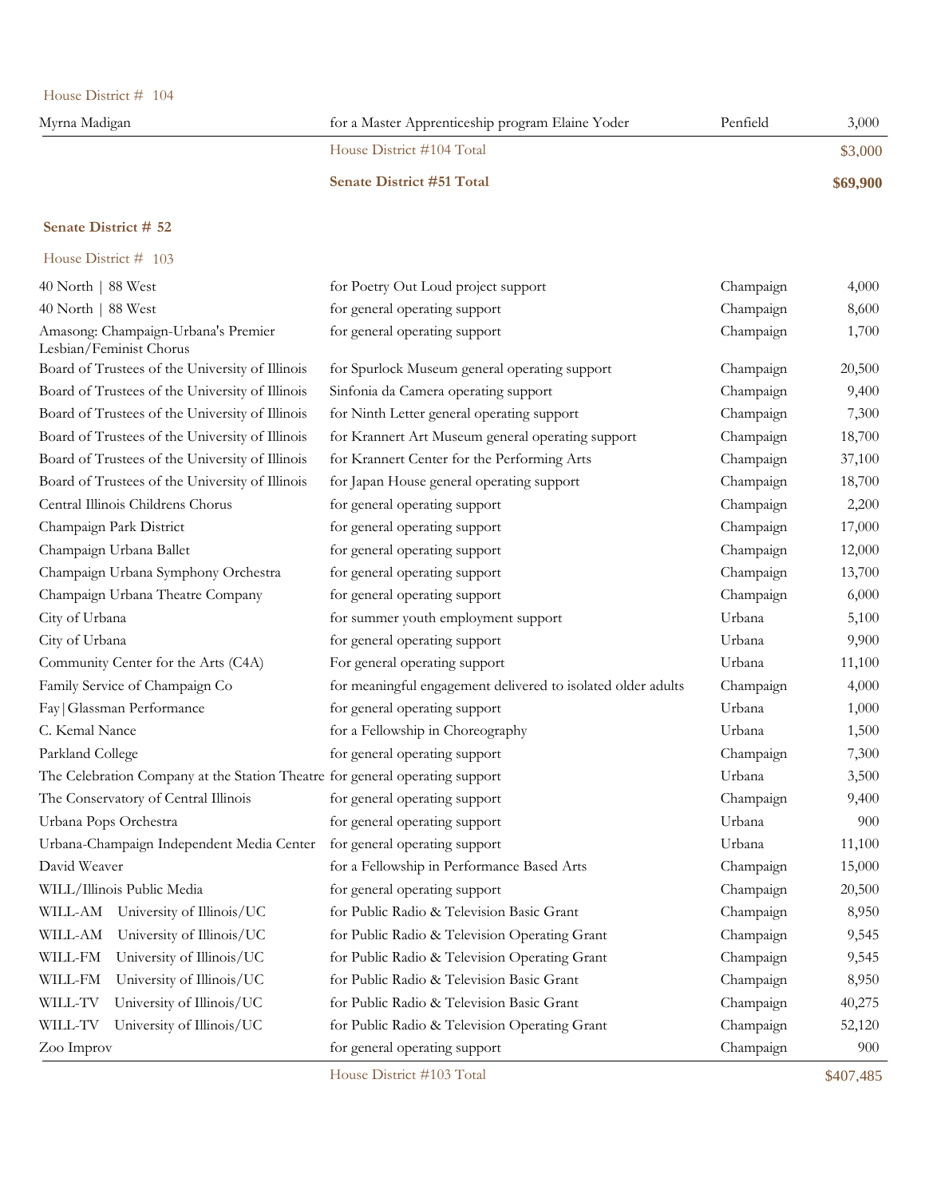House District # 104

| | | | |
|---|---|---|---|
| Myrna Madigan | for a Master Apprenticeship program Elaine Yoder | Penfield | 3,000 |
| | House District #104 Total | | $3,000 |
| | **Senate District #51 Total** | | **$69,900** |

**Senate District # 52**

House District # 103

| | | | |
|---|---|---|---|
| 40 North \| 88 West | for Poetry Out Loud project support | Champaign | 4,000 |
| 40 North \| 88 West | for general operating support | Champaign | 8,600 |
| Amasong: Champaign-Urbana's Premier Lesbian/Feminist Chorus | for general operating support | Champaign | 1,700 |
| Board of Trustees of the University of Illinois | for Spurlock Museum general operating support | Champaign | 20,500 |
| Board of Trustees of the University of Illinois | Sinfonia da Camera operating support | Champaign | 9,400 |
| Board of Trustees of the University of Illinois | for Ninth Letter general operating support | Champaign | 7,300 |
| Board of Trustees of the University of Illinois | for Krannert Art Museum general operating support | Champaign | 18,700 |
| Board of Trustees of the University of Illinois | for Krannert Center for the Performing Arts | Champaign | 37,100 |
| Board of Trustees of the University of Illinois | for Japan House general operating support | Champaign | 18,700 |
| Central Illinois Childrens Chorus | for general operating support | Champaign | 2,200 |
| Champaign Park District | for general operating support | Champaign | 17,000 |
| Champaign Urbana Ballet | for general operating support | Champaign | 12,000 |
| Champaign Urbana Symphony Orchestra | for general operating support | Champaign | 13,700 |
| Champaign Urbana Theatre Company | for general operating support | Champaign | 6,000 |
| City of Urbana | for summer youth employment support | Urbana | 5,100 |
| City of Urbana | for general operating support | Urbana | 9,900 |
| Community Center for the Arts (C4A) | For general operating support | Urbana | 11,100 |
| Family Service of Champaign Co | for meaningful engagement delivered to isolated older adults | Champaign | 4,000 |
| Fay\|Glassman Performance | for general operating support | Urbana | 1,000 |
| C. Kemal Nance | for a Fellowship in Choreography | Urbana | 1,500 |
| Parkland College | for general operating support | Champaign | 7,300 |
| The Celebration Company at the Station Theatre | for general operating support | Urbana | 3,500 |
| The Conservatory of Central Illinois | for general operating support | Champaign | 9,400 |
| Urbana Pops Orchestra | for general operating support | Urbana | 900 |
| Urbana-Champaign Independent Media Center | for general operating support | Urbana | 11,100 |
| David Weaver | for a Fellowship in Performance Based Arts | Champaign | 15,000 |
| WILL/Illinois Public Media | for general operating support | Champaign | 20,500 |
| WILL-AM University of Illinois/UC | for Public Radio & Television Basic Grant | Champaign | 8,950 |
| WILL-AM University of Illinois/UC | for Public Radio & Television Operating Grant | Champaign | 9,545 |
| WILL-FM University of Illinois/UC | for Public Radio & Television Operating Grant | Champaign | 9,545 |
| WILL-FM University of Illinois/UC | for Public Radio & Television Basic Grant | Champaign | 8,950 |
| WILL-TV University of Illinois/UC | for Public Radio & Television Basic Grant | Champaign | 40,275 |
| WILL-TV University of Illinois/UC | for Public Radio & Television Operating Grant | Champaign | 52,120 |
| Zoo Improv | for general operating support | Champaign | 900 |
| | House District #103 Total | | $407,485 |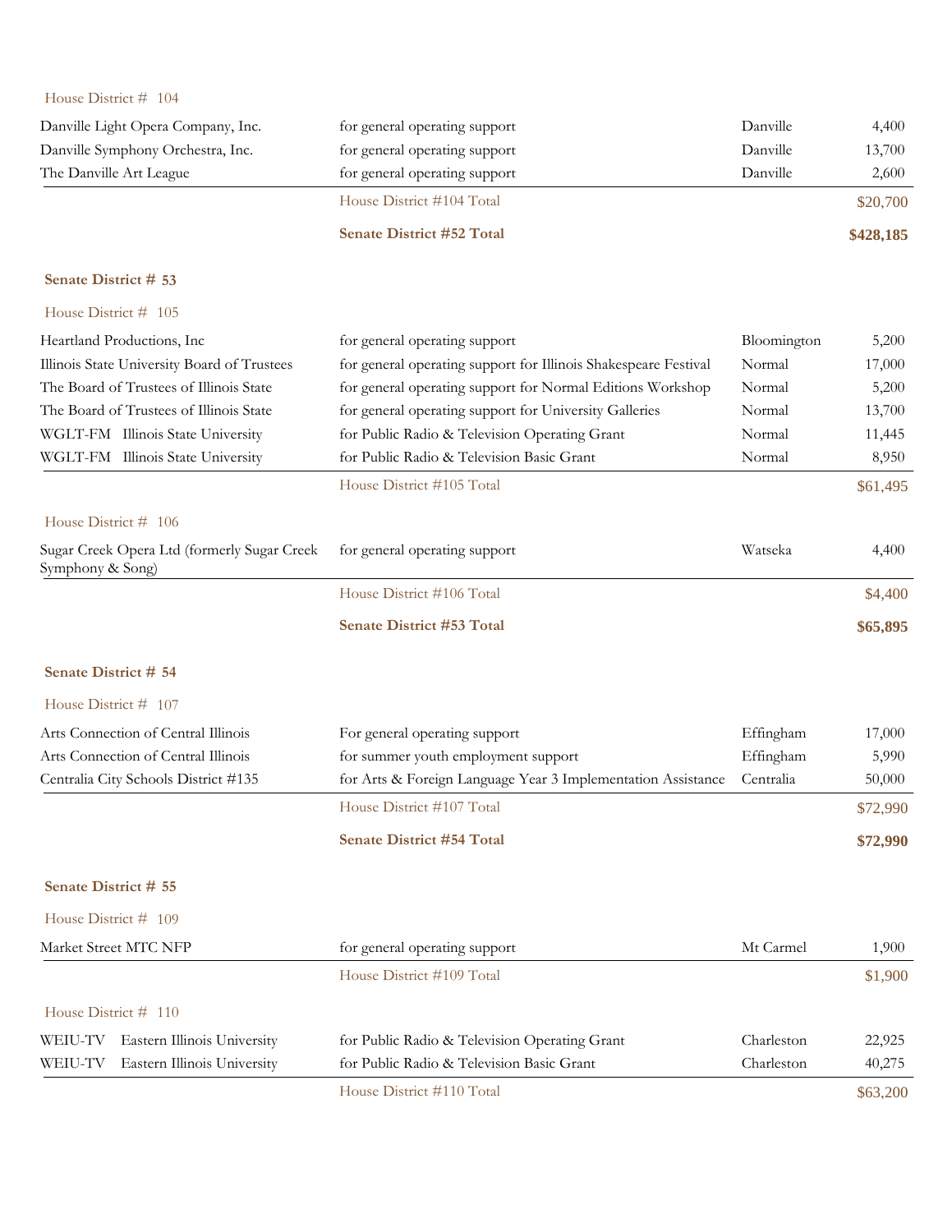House District # 104

| Organization | Purpose | City | Amount |
|---|---|---|---|
| Danville Light Opera Company, Inc. | for general operating support | Danville | 4,400 |
| Danville Symphony Orchestra, Inc. | for general operating support | Danville | 13,700 |
| The Danville Art League | for general operating support | Danville | 2,600 |
| | House District #104 Total | | $20,700 |
| | **Senate District #52 Total** | | **$428,185** |

## Senate District # 53

House District # 105

| Organization | Purpose | City | Amount |
|---|---|---|---|
| Heartland Productions, Inc | for general operating support | Bloomington | 5,200 |
| Illinois State University Board of Trustees | for general operating support for Illinois Shakespeare Festival | Normal | 17,000 |
| The Board of Trustees of Illinois State | for general operating support for Normal Editions Workshop | Normal | 5,200 |
| The Board of Trustees of Illinois State | for general operating support for University Galleries | Normal | 13,700 |
| WGLT-FM Illinois State University | for Public Radio & Television Operating Grant | Normal | 11,445 |
| WGLT-FM Illinois State University | for Public Radio & Television Basic Grant | Normal | 8,950 |
| | House District #105 Total | | $61,495 |

House District # 106

| Organization | Purpose | City | Amount |
|---|---|---|---|
| Sugar Creek Opera Ltd (formerly Sugar Creek Symphony & Song) | for general operating support | Watseka | 4,400 |
| | House District #106 Total | | $4,400 |
| | **Senate District #53 Total** | | **$65,895** |

## Senate District # 54

House District # 107

| Organization | Purpose | City | Amount |
|---|---|---|---|
| Arts Connection of Central Illinois | For general operating support | Effingham | 17,000 |
| Arts Connection of Central Illinois | for summer youth employment support | Effingham | 5,990 |
| Centralia City Schools District #135 | for Arts & Foreign Language Year 3 Implementation Assistance | Centralia | 50,000 |
| | House District #107 Total | | $72,990 |
| | **Senate District #54 Total** | | **$72,990** |

## Senate District # 55

House District # 109

| Organization | Purpose | City | Amount |
|---|---|---|---|
| Market Street MTC NFP | for general operating support | Mt Carmel | 1,900 |
| | House District #109 Total | | $1,900 |

House District # 110

| Organization | Purpose | City | Amount |
|---|---|---|---|
| WEIU-TV Eastern Illinois University | for Public Radio & Television Operating Grant | Charleston | 22,925 |
| WEIU-TV Eastern Illinois University | for Public Radio & Television Basic Grant | Charleston | 40,275 |
| | House District #110 Total | | $63,200 |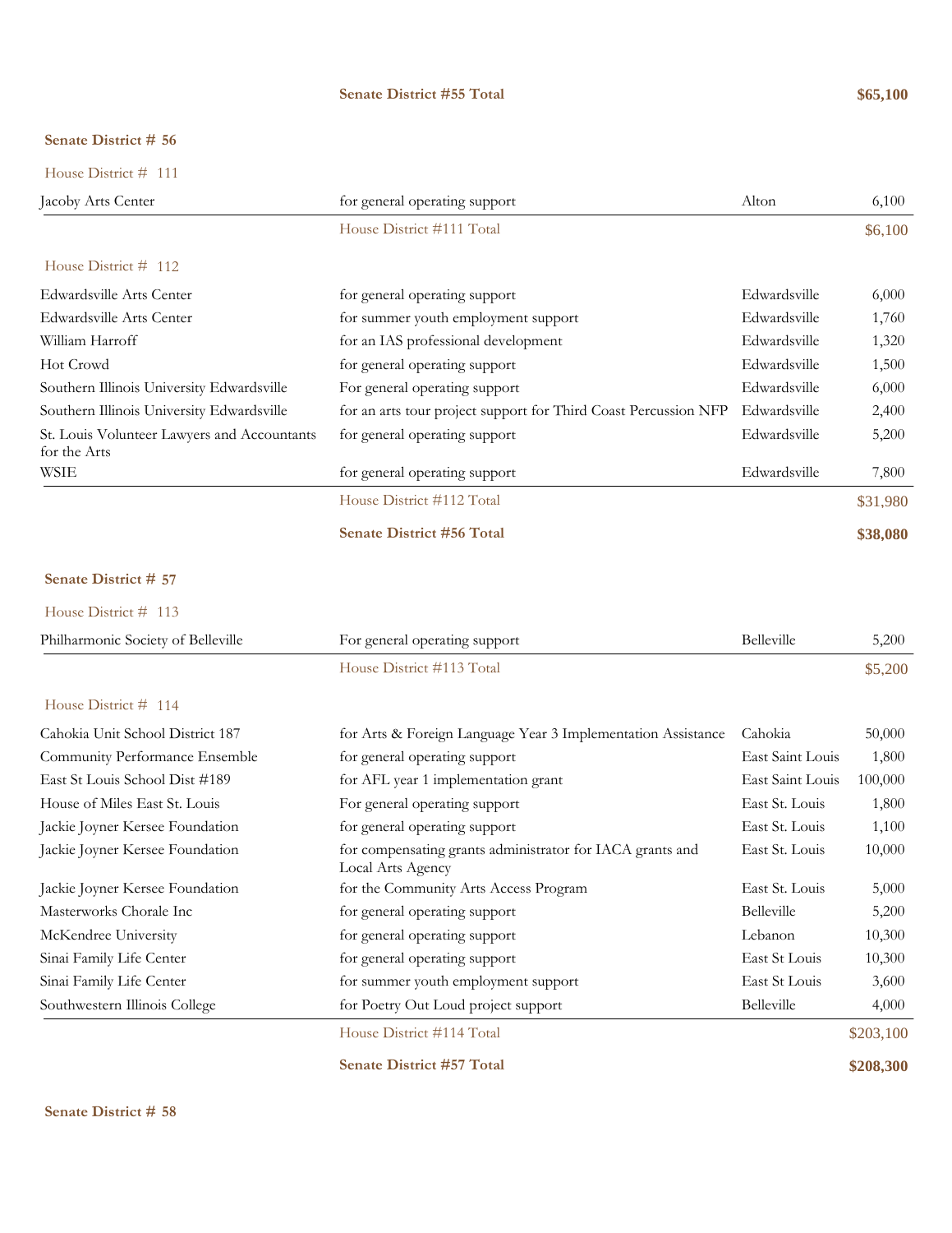| | **Senate District #55 Total** | | **$65,100** |
|---|---|---|---|

**Senate District # 56**

House District # 111

| | | | |
|---|---|---|---|
| Jacoby Arts Center | for general operating support | Alton | 6,100 |
| | House District #111 Total | | $6,100 |

House District # 112

| | | | |
|---|---|---|---|
| Edwardsville Arts Center | for general operating support | Edwardsville | 6,000 |
| Edwardsville Arts Center | for summer youth employment support | Edwardsville | 1,760 |
| William Harroff | for an IAS professional development | Edwardsville | 1,320 |
| Hot Crowd | for general operating support | Edwardsville | 1,500 |
| Southern Illinois University Edwardsville | For general operating support | Edwardsville | 6,000 |
| Southern Illinois University Edwardsville | for an arts tour project support for Third Coast Percussion NFP | Edwardsville | 2,400 |
| St. Louis Volunteer Lawyers and Accountants for the Arts | for general operating support | Edwardsville | 5,200 |
| WSIE | for general operating support | Edwardsville | 7,800 |
| | House District #112 Total | | $31,980 |
| | **Senate District #56 Total** | | **$38,080** |

**Senate District # 57**

House District # 113

| | | | |
|---|---|---|---|
| Philharmonic Society of Belleville | For general operating support | Belleville | 5,200 |
| | House District #113 Total | | $5,200 |

House District # 114

| | | | |
|---|---|---|---|
| Cahokia Unit School District 187 | for Arts & Foreign Language Year 3 Implementation Assistance | Cahokia | 50,000 |
| Community Performance Ensemble | for general operating support | East Saint Louis | 1,800 |
| East St Louis School Dist #189 | for AFL year 1 implementation grant | East Saint Louis | 100,000 |
| House of Miles East St. Louis | For general operating support | East St. Louis | 1,800 |
| Jackie Joyner Kersee Foundation | for general operating support | East St. Louis | 1,100 |
| Jackie Joyner Kersee Foundation | for compensating grants administrator for IACA grants and Local Arts Agency | East St. Louis | 10,000 |
| Jackie Joyner Kersee Foundation | for the Community Arts Access Program | East St. Louis | 5,000 |
| Masterworks Chorale Inc | for general operating support | Belleville | 5,200 |
| McKendree University | for general operating support | Lebanon | 10,300 |
| Sinai Family Life Center | for general operating support | East St Louis | 10,300 |
| Sinai Family Life Center | for summer youth employment support | East St Louis | 3,600 |
| Southwestern Illinois College | for Poetry Out Loud project support | Belleville | 4,000 |
| | House District #114 Total | | $203,100 |
| | **Senate District #57 Total** | | **$208,300** |

**Senate District # 58**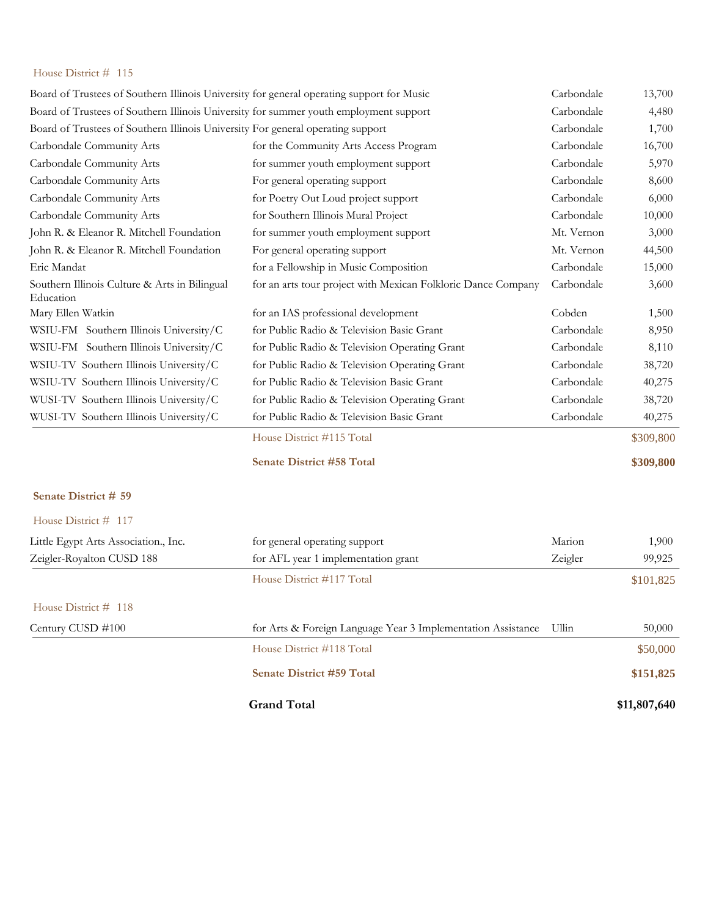House District # 115

| | | | |
|---|---|---|---|
| Board of Trustees of Southern Illinois University | for general operating support for Music | Carbondale | 13,700 |
| Board of Trustees of Southern Illinois University | for summer youth employment support | Carbondale | 4,480 |
| Board of Trustees of Southern Illinois University | For general operating support | Carbondale | 1,700 |
| Carbondale Community Arts | for the Community Arts Access Program | Carbondale | 16,700 |
| Carbondale Community Arts | for summer youth employment support | Carbondale | 5,970 |
| Carbondale Community Arts | For general operating support | Carbondale | 8,600 |
| Carbondale Community Arts | for Poetry Out Loud project support | Carbondale | 6,000 |
| Carbondale Community Arts | for Southern Illinois Mural Project | Carbondale | 10,000 |
| John R. & Eleanor R. Mitchell Foundation | for summer youth employment support | Mt. Vernon | 3,000 |
| John R. & Eleanor R. Mitchell Foundation | For general operating support | Mt. Vernon | 44,500 |
| Eric Mandat | for a Fellowship in Music Composition | Carbondale | 15,000 |
| Southern Illinois Culture & Arts in Bilingual Education | for an arts tour project with Mexican Folkloric Dance Company | Carbondale | 3,600 |
| Mary Ellen Watkin | for an IAS professional development | Cobden | 1,500 |
| WSIU-FM Southern Illinois University/C | for Public Radio & Television Basic Grant | Carbondale | 8,950 |
| WSIU-FM Southern Illinois University/C | for Public Radio & Television Operating Grant | Carbondale | 8,110 |
| WSIU-TV Southern Illinois University/C | for Public Radio & Television Operating Grant | Carbondale | 38,720 |
| WSIU-TV Southern Illinois University/C | for Public Radio & Television Basic Grant | Carbondale | 40,275 |
| WUSI-TV Southern Illinois University/C | for Public Radio & Television Operating Grant | Carbondale | 38,720 |
| WUSI-TV Southern Illinois University/C | for Public Radio & Television Basic Grant | Carbondale | 40,275 |
| | House District #115 Total | | $309,800 |
| | **Senate District #58 Total** | | **$309,800** |

**Senate District # 59**

House District # 117

| | | | |
|---|---|---|---|
| Little Egypt Arts Association., Inc. | for general operating support | Marion | 1,900 |
| Zeigler-Royalton CUSD 188 | for AFL year 1 implementation grant | Zeigler | 99,925 |
| | House District #117 Total | | $101,825 |

House District # 118

| | | | |
|---|---|---|---|
| Century CUSD #100 | for Arts & Foreign Language Year 3 Implementation Assistance | Ullin | 50,000 |
| | House District #118 Total | | $50,000 |
| | **Senate District #59 Total** | | **$151,825** |
| | **Grand Total** | | **$11,807,640** |